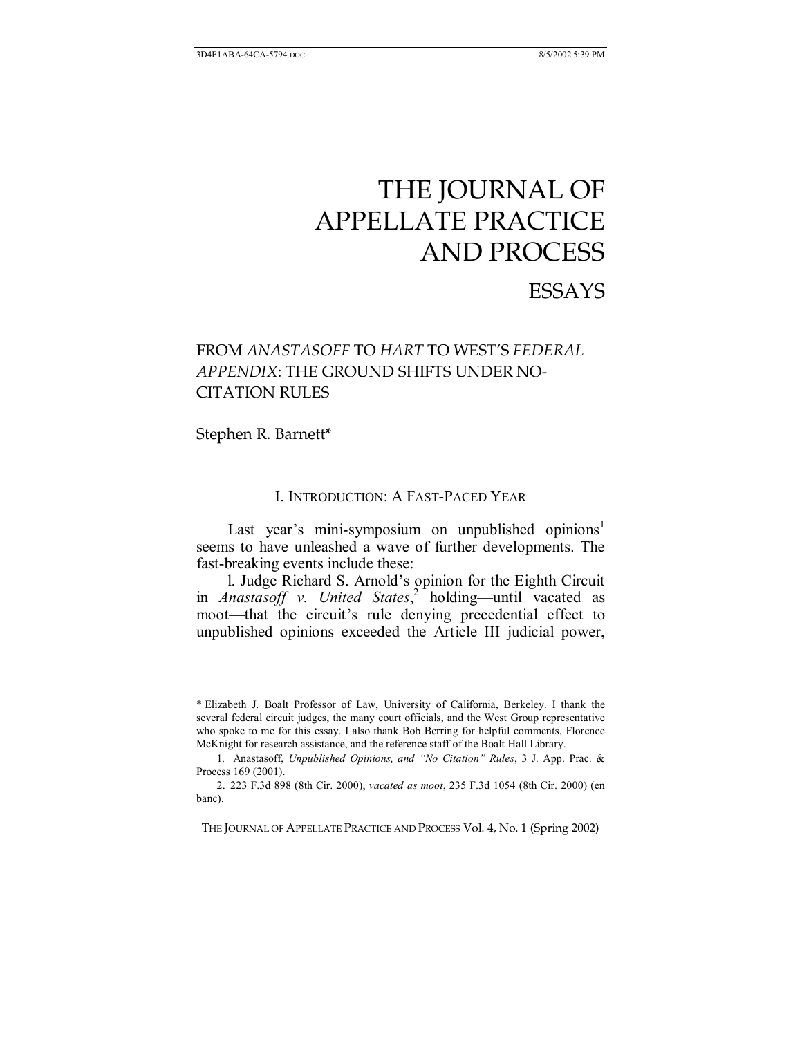# THE JOURNAL OF APPELLATE PRACTICE AND PROCESS

## ESSAYS

## FROM *ANASTASOFF* TO *HART* TO WEST'S *FEDERAL APPENDIX*: THE GROUND SHIFTS UNDER NO-CITATION RULES

Stephen R. Barnett*

### I. INTRODUCTION: A FAST-PACED YEAR

Last year's mini-symposium on unpublished opinions[1] seems to have unleashed a wave of further developments. The fast-breaking events include these:

l. Judge Richard S. Arnold's opinion for the Eighth Circuit in *Anastasoff v. United States*,[2] holding—until vacated as moot—that the circuit's rule denying precedential effect to unpublished opinions exceeded the Article III judicial power,

---

\* Elizabeth J. Boalt Professor of Law, University of California, Berkeley. I thank the several federal circuit judges, the many court officials, and the West Group representative who spoke to me for this essay. I also thank Bob Berring for helpful comments, Florence McKnight for research assistance, and the reference staff of the Boalt Hall Library.

1. Anastasoff, *Unpublished Opinions, and "No Citation" Rules*, 3 J. App. Prac. & Process 169 (2001).

2. 223 F.3d 898 (8th Cir. 2000), *vacated as moot*, 235 F.3d 1054 (8th Cir. 2000) (en banc).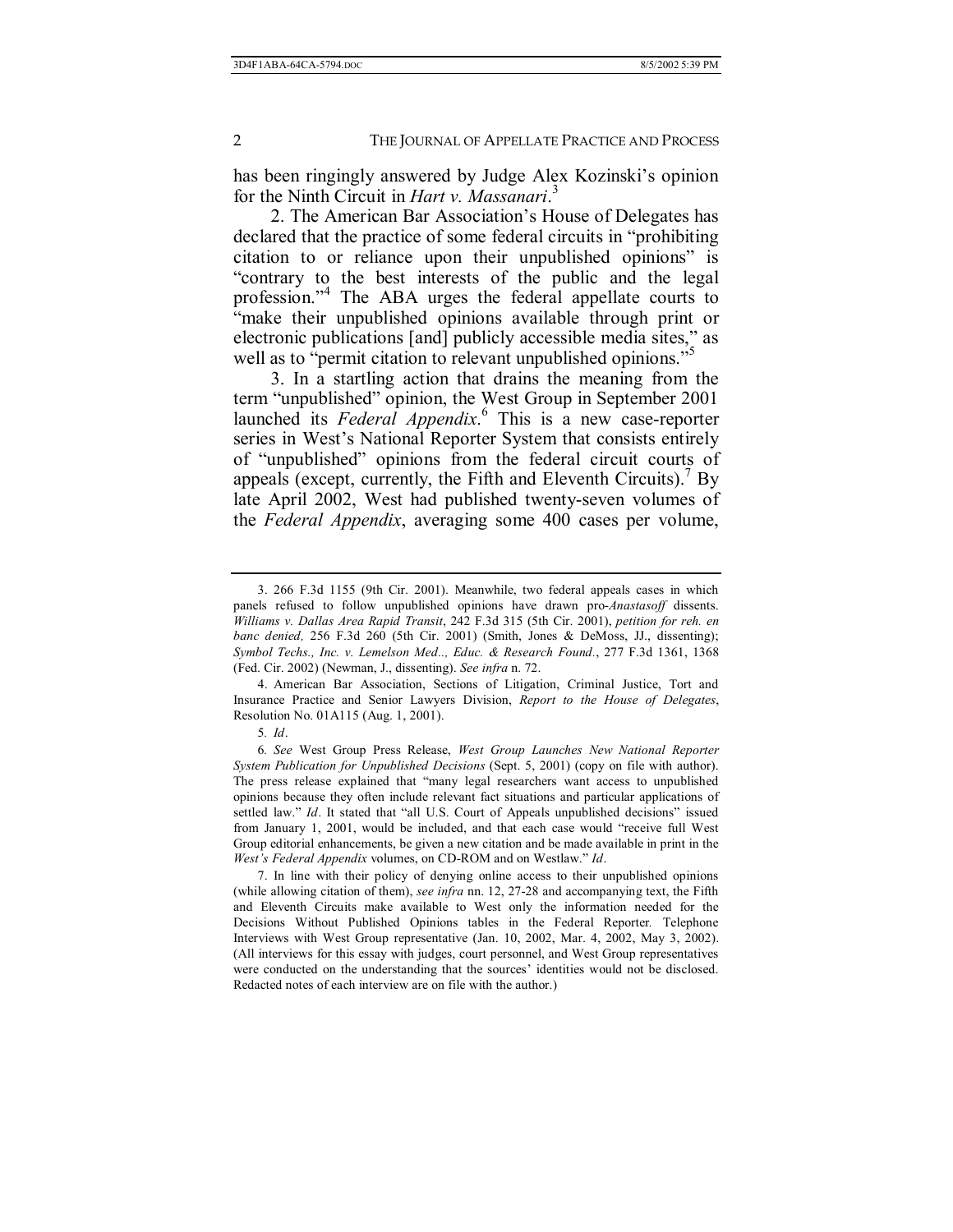has been ringingly answered by Judge Alex Kozinski's opinion for the Ninth Circuit in *Hart v. Massanari*.[3]

2. The American Bar Association's House of Delegates has declared that the practice of some federal circuits in "prohibiting citation to or reliance upon their unpublished opinions" is "contrary to the best interests of the public and the legal profession."[4] The ABA urges the federal appellate courts to "make their unpublished opinions available through print or electronic publications [and] publicly accessible media sites," as well as to "permit citation to relevant unpublished opinions."[5]

3. In a startling action that drains the meaning from the term "unpublished" opinion, the West Group in September 2001 launched its *Federal Appendix*.[6] This is a new case-reporter series in West's National Reporter System that consists entirely of "unpublished" opinions from the federal circuit courts of appeals (except, currently, the Fifth and Eleventh Circuits).[7] By late April 2002, West had published twenty-seven volumes of the *Federal Appendix*, averaging some 400 cases per volume,

---

3. 266 F.3d 1155 (9th Cir. 2001). Meanwhile, two federal appeals cases in which panels refused to follow unpublished opinions have drawn pro-*Anastasoff* dissents. *Williams v. Dallas Area Rapid Transit*, 242 F.3d 315 (5th Cir. 2001), *petition for reh. en banc denied,* 256 F.3d 260 (5th Cir. 2001) (Smith, Jones & DeMoss, JJ., dissenting); *Symbol Techs., Inc. v. Lemelson Med.., Educ. & Research Found.*, 277 F.3d 1361, 1368 (Fed. Cir. 2002) (Newman, J., dissenting). *See infra* n. 72.

4. American Bar Association, Sections of Litigation, Criminal Justice, Tort and Insurance Practice and Senior Lawyers Division, *Report to the House of Delegates*, Resolution No. 01A115 (Aug. 1, 2001).

5. *Id*.

6. *See* West Group Press Release, *West Group Launches New National Reporter System Publication for Unpublished Decisions* (Sept. 5, 2001) (copy on file with author). The press release explained that "many legal researchers want access to unpublished opinions because they often include relevant fact situations and particular applications of settled law." *Id*. It stated that "all U.S. Court of Appeals unpublished decisions" issued from January 1, 2001, would be included, and that each case would "receive full West Group editorial enhancements, be given a new citation and be made available in print in the *West's Federal Appendix* volumes, on CD-ROM and on Westlaw." *Id*.

7. In line with their policy of denying online access to their unpublished opinions (while allowing citation of them), *see infra* nn. 12, 27-28 and accompanying text, the Fifth and Eleventh Circuits make available to West only the information needed for the Decisions Without Published Opinions tables in the Federal Reporter*.* Telephone Interviews with West Group representative (Jan. 10, 2002, Mar. 4, 2002, May 3, 2002). (All interviews for this essay with judges, court personnel, and West Group representatives were conducted on the understanding that the sources' identities would not be disclosed. Redacted notes of each interview are on file with the author.)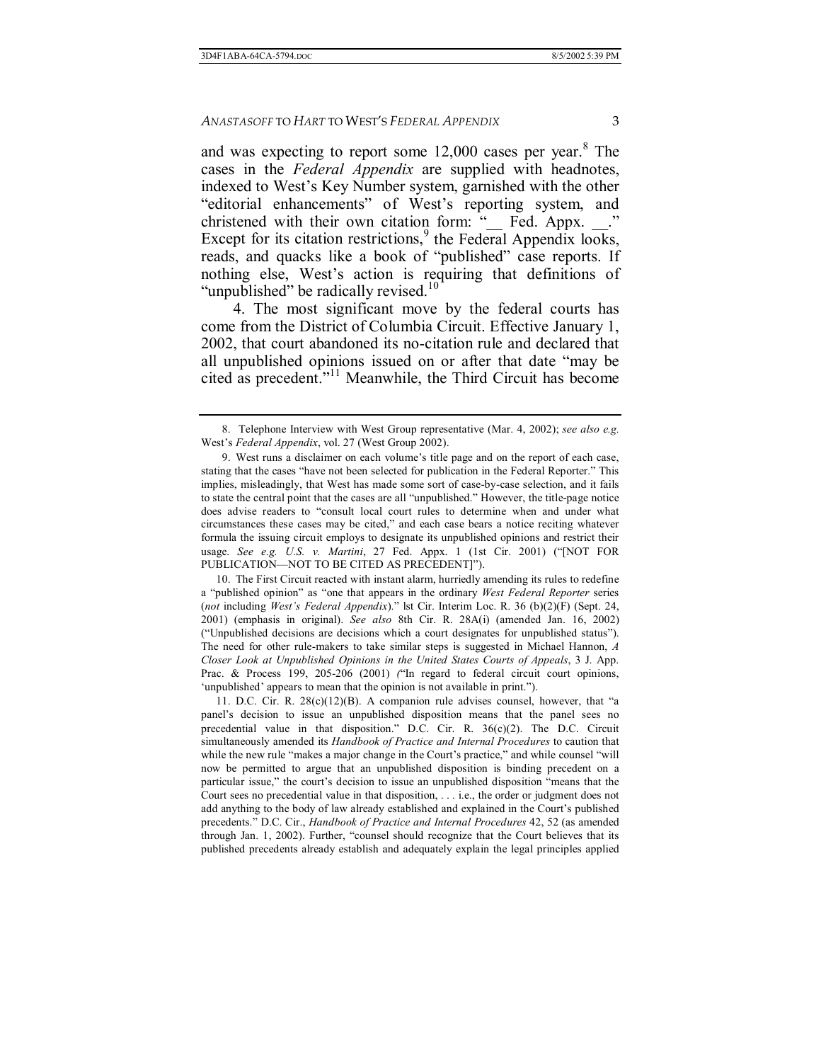and was expecting to report some 12,000 cases per year.[8] The cases in the *Federal Appendix* are supplied with headnotes, indexed to West's Key Number system, garnished with the other "editorial enhancements" of West's reporting system, and christened with their own citation form: "__ Fed. Appx. __." Except for its citation restrictions,[9] the Federal Appendix looks, reads, and quacks like a book of "published" case reports. If nothing else, West's action is requiring that definitions of "unpublished" be radically revised.[10]

4. The most significant move by the federal courts has come from the District of Columbia Circuit. Effective January 1, 2002, that court abandoned its no-citation rule and declared that all unpublished opinions issued on or after that date "may be cited as precedent."[11] Meanwhile, the Third Circuit has become

---

8. Telephone Interview with West Group representative (Mar. 4, 2002); *see also e.g.* West's *Federal Appendix*, vol. 27 (West Group 2002).

9. West runs a disclaimer on each volume's title page and on the report of each case, stating that the cases "have not been selected for publication in the Federal Reporter." This implies, misleadingly, that West has made some sort of case-by-case selection, and it fails to state the central point that the cases are all "unpublished." However, the title-page notice does advise readers to "consult local court rules to determine when and under what circumstances these cases may be cited," and each case bears a notice reciting whatever formula the issuing circuit employs to designate its unpublished opinions and restrict their usage. *See e.g. U.S. v. Martini*, 27 Fed. Appx. 1 (1st Cir. 2001) ("[NOT FOR PUBLICATION—NOT TO BE CITED AS PRECEDENT]").

10. The First Circuit reacted with instant alarm, hurriedly amending its rules to redefine a "published opinion" as "one that appears in the ordinary *West Federal Reporter* series (*not* including *West's Federal Appendix*)." lst Cir. Interim Loc. R. 36 (b)(2)(F) (Sept. 24, 2001) (emphasis in original). *See also* 8th Cir. R. 28A(i) (amended Jan. 16, 2002) ("Unpublished decisions are decisions which a court designates for unpublished status"). The need for other rule-makers to take similar steps is suggested in Michael Hannon, *A Closer Look at Unpublished Opinions in the United States Courts of Appeals*, 3 J. App. Prac. & Process 199, 205-206 (2001) ("In regard to federal circuit court opinions, 'unpublished' appears to mean that the opinion is not available in print.").

11. D.C. Cir. R. 28(c)(12)(B). A companion rule advises counsel, however, that "a panel's decision to issue an unpublished disposition means that the panel sees no precedential value in that disposition." D.C. Cir. R. 36(c)(2). The D.C. Circuit simultaneously amended its *Handbook of Practice and Internal Procedures* to caution that while the new rule "makes a major change in the Court's practice," and while counsel "will now be permitted to argue that an unpublished disposition is binding precedent on a particular issue," the court's decision to issue an unpublished disposition "means that the Court sees no precedential value in that disposition, . . . i.e., the order or judgment does not add anything to the body of law already established and explained in the Court's published precedents." D.C. Cir., *Handbook of Practice and Internal Procedures* 42, 52 (as amended through Jan. 1, 2002). Further, "counsel should recognize that the Court believes that its published precedents already establish and adequately explain the legal principles applied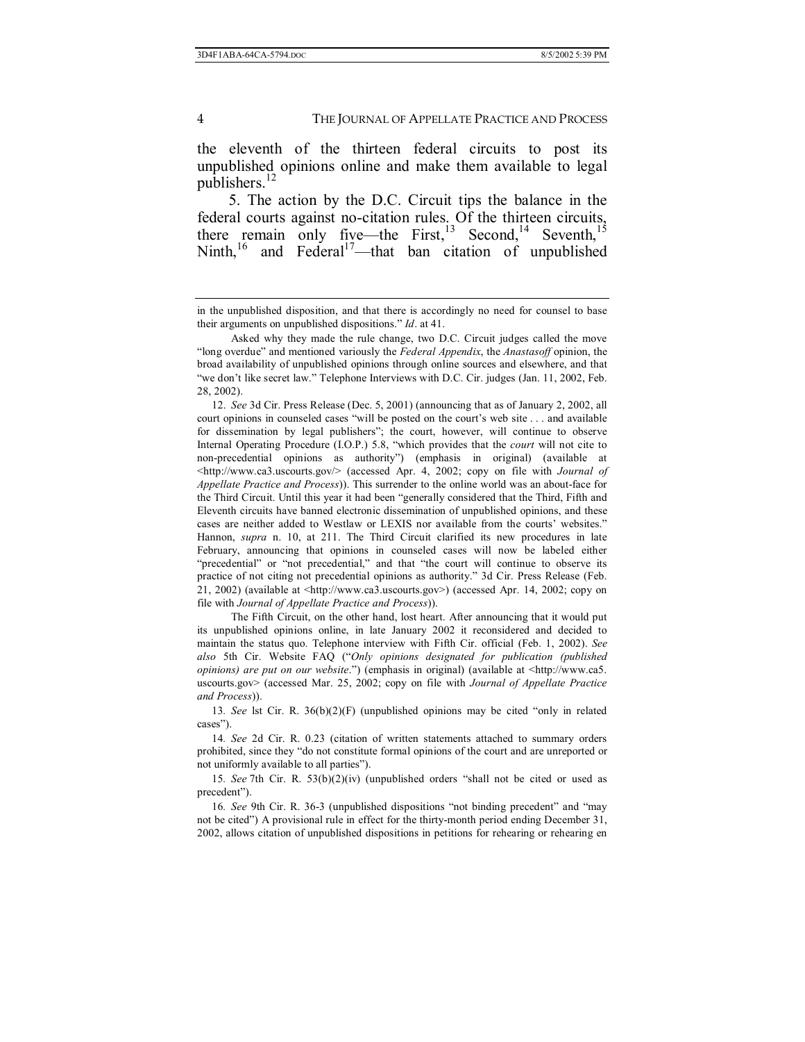the eleventh of the thirteen federal circuits to post its unpublished opinions online and make them available to legal publishers.[12]

5. The action by the D.C. Circuit tips the balance in the federal courts against no-citation rules. Of the thirteen circuits, there remain only five—the First,[13] Second,[14] Seventh,[15] Ninth,[16] and Federal[17]—that ban citation of unpublished

---

in the unpublished disposition, and that there is accordingly no need for counsel to base their arguments on unpublished dispositions." *Id*. at 41.

Asked why they made the rule change, two D.C. Circuit judges called the move "long overdue" and mentioned variously the *Federal Appendix*, the *Anastasoff* opinion, the broad availability of unpublished opinions through online sources and elsewhere, and that "we don't like secret law." Telephone Interviews with D.C. Cir. judges (Jan. 11, 2002, Feb. 28, 2002).

12. *See* 3d Cir. Press Release (Dec. 5, 2001) (announcing that as of January 2, 2002, all court opinions in counseled cases "will be posted on the court's web site . . . and available for dissemination by legal publishers"; the court, however, will continue to observe Internal Operating Procedure (I.O.P.) 5.8, "which provides that the *court* will not cite to non-precedential opinions as authority") (emphasis in original) (available at <http://www.ca3.uscourts.gov/> (accessed Apr. 4, 2002; copy on file with *Journal of Appellate Practice and Process*)). This surrender to the online world was an about-face for the Third Circuit. Until this year it had been "generally considered that the Third, Fifth and Eleventh circuits have banned electronic dissemination of unpublished opinions, and these cases are neither added to Westlaw or LEXIS nor available from the courts' websites." Hannon, *supra* n. 10, at 211. The Third Circuit clarified its new procedures in late February, announcing that opinions in counseled cases will now be labeled either "precedential" or "not precedential," and that "the court will continue to observe its practice of not citing not precedential opinions as authority." 3d Cir. Press Release (Feb. 21, 2002) (available at <http://www.ca3.uscourts.gov>) (accessed Apr. 14, 2002; copy on file with *Journal of Appellate Practice and Process*)).

The Fifth Circuit, on the other hand, lost heart. After announcing that it would put its unpublished opinions online, in late January 2002 it reconsidered and decided to maintain the status quo. Telephone interview with Fifth Cir. official (Feb. 1, 2002). *See also* 5th Cir. Website FAQ ("*Only opinions designated for publication (published opinions) are put on our website*.") (emphasis in original) (available at <http://www.ca5.uscourts.gov> (accessed Mar. 25, 2002; copy on file with *Journal of Appellate Practice and Process*)).

13. *See* lst Cir. R. 36(b)(2)(F) (unpublished opinions may be cited "only in related cases").

14. *See* 2d Cir. R. 0.23 (citation of written statements attached to summary orders prohibited, since they "do not constitute formal opinions of the court and are unreported or not uniformly available to all parties").

15. *See* 7th Cir. R. 53(b)(2)(iv) (unpublished orders "shall not be cited or used as precedent").

16. *See* 9th Cir. R. 36-3 (unpublished dispositions "not binding precedent" and "may not be cited") A provisional rule in effect for the thirty-month period ending December 31, 2002, allows citation of unpublished dispositions in petitions for rehearing or rehearing en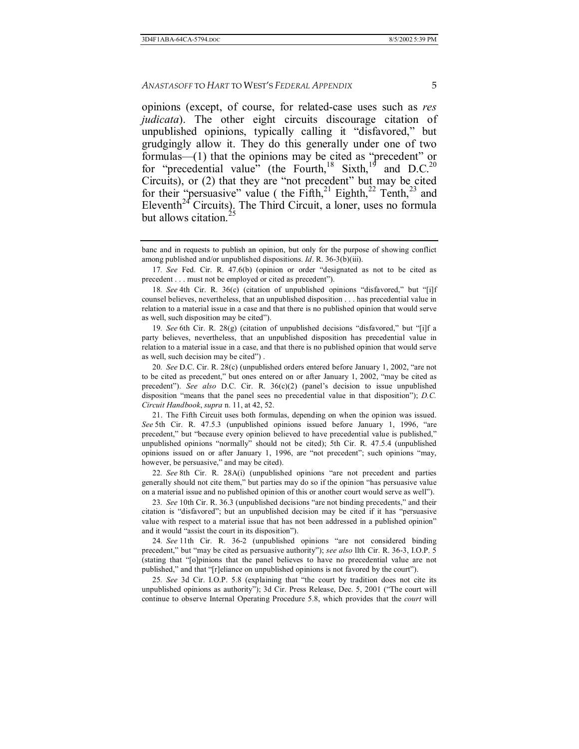opinions (except, of course, for related-case uses such as *res judicata*). The other eight circuits discourage citation of unpublished opinions, typically calling it "disfavored," but grudgingly allow it. They do this generally under one of two formulas—(1) that the opinions may be cited as "precedent" or for "precedential value" (the Fourth,[18] Sixth,[19] and D.C.[20] Circuits), or (2) that they are "not precedent" but may be cited for their "persuasive" value ( the Fifth,[21] Eighth,[22] Tenth,[23] and Eleventh[24] Circuits). The Third Circuit, a loner, uses no formula but allows citation.[25]

---

banc and in requests to publish an opinion, but only for the purpose of showing conflict among published and/or unpublished dispositions. *Id*. R. 36-3(b)(iii).

17. *See* Fed. Cir. R. 47.6(b) (opinion or order "designated as not to be cited as precedent . . . must not be employed or cited as precedent").

18. *See* 4th Cir. R. 36(c) (citation of unpublished opinions "disfavored," but "[i]f counsel believes, nevertheless, that an unpublished disposition . . . has precedential value in relation to a material issue in a case and that there is no published opinion that would serve as well, such disposition may be cited").

19. *See* 6th Cir. R. 28(g) (citation of unpublished decisions "disfavored," but "[i]f a party believes, nevertheless, that an unpublished disposition has precedential value in relation to a material issue in a case, and that there is no published opinion that would serve as well, such decision may be cited") .

20. *See* D.C. Cir. R. 28(c) (unpublished orders entered before January 1, 2002, "are not to be cited as precedent," but ones entered on or after January 1, 2002, "may be cited as precedent"). *See also* D.C. Cir. R. 36(c)(2) (panel's decision to issue unpublished disposition "means that the panel sees no precedential value in that disposition"); *D.C. Circuit Handbook*, *supra* n. 11, at 42, 52.

21. The Fifth Circuit uses both formulas, depending on when the opinion was issued. *See* 5th Cir. R. 47.5.3 (unpublished opinions issued before January 1, 1996, "are precedent," but "because every opinion believed to have precedential value is published," unpublished opinions "normally" should not be cited); 5th Cir. R. 47.5.4 (unpublished opinions issued on or after January 1, 1996, are "not precedent"; such opinions "may, however, be persuasive," and may be cited).

22. *See* 8th Cir. R. 28A(i) (unpublished opinions "are not precedent and parties generally should not cite them," but parties may do so if the opinion "has persuasive value on a material issue and no published opinion of this or another court would serve as well").

23. *See* 10th Cir. R. 36.3 (unpublished decisions "are not binding precedents," and their citation is "disfavored"; but an unpublished decision may be cited if it has "persuasive value with respect to a material issue that has not been addressed in a published opinion" and it would "assist the court in its disposition").

24. *See* 11th Cir. R. 36-2 (unpublished opinions "are not considered binding precedent," but "may be cited as persuasive authority"); *see also* llth Cir. R. 36-3, I.O.P. 5 (stating that "[o]pinions that the panel believes to have no precedential value are not published," and that "[r]eliance on unpublished opinions is not favored by the court").

25. *See* 3d Cir. I.O.P. 5.8 (explaining that "the court by tradition does not cite its unpublished opinions as authority"); 3d Cir. Press Release, Dec. 5, 2001 ("The court will continue to observe Internal Operating Procedure 5.8, which provides that the *court* will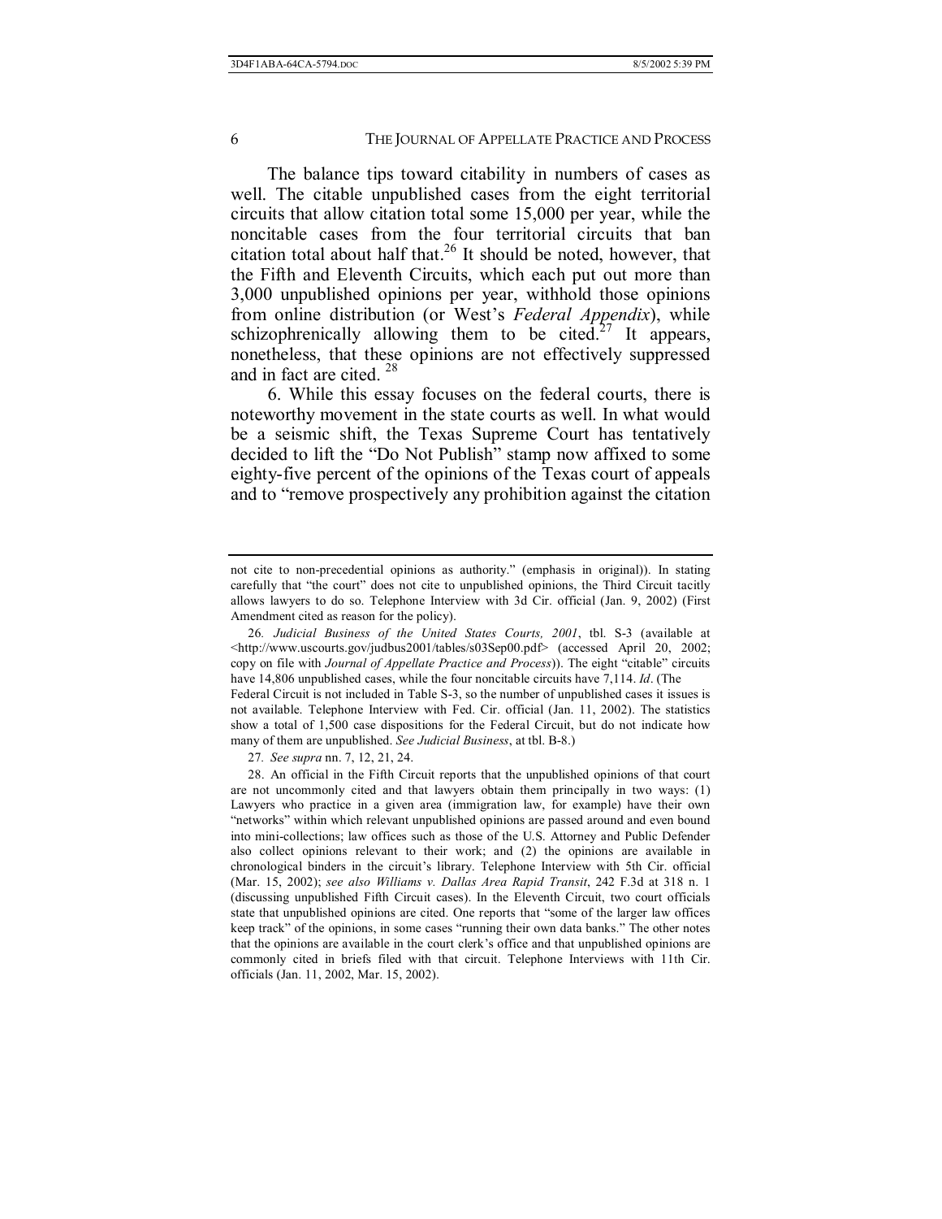The balance tips toward citability in numbers of cases as well. The citable unpublished cases from the eight territorial circuits that allow citation total some 15,000 per year, while the noncitable cases from the four territorial circuits that ban citation total about half that.[26] It should be noted, however, that the Fifth and Eleventh Circuits, which each put out more than 3,000 unpublished opinions per year, withhold those opinions from online distribution (or West's *Federal Appendix*), while schizophrenically allowing them to be cited.[27] It appears, nonetheless, that these opinions are not effectively suppressed and in fact are cited.[28]

6. While this essay focuses on the federal courts, there is noteworthy movement in the state courts as well. In what would be a seismic shift, the Texas Supreme Court has tentatively decided to lift the "Do Not Publish" stamp now affixed to some eighty-five percent of the opinions of the Texas court of appeals and to "remove prospectively any prohibition against the citation

---

not cite to non-precedential opinions as authority." (emphasis in original)). In stating carefully that "the court" does not cite to unpublished opinions, the Third Circuit tacitly allows lawyers to do so. Telephone Interview with 3d Cir. official (Jan. 9, 2002) (First Amendment cited as reason for the policy).

26. *Judicial Business of the United States Courts, 2001*, tbl. S-3 (available at <http://www.uscourts.gov/judbus2001/tables/s03Sep00.pdf> (accessed April 20, 2002; copy on file with *Journal of Appellate Practice and Process*)). The eight "citable" circuits have 14,806 unpublished cases, while the four noncitable circuits have 7,114. *Id*. (The Federal Circuit is not included in Table S-3, so the number of unpublished cases it issues is not available. Telephone Interview with Fed. Cir. official (Jan. 11, 2002). The statistics show a total of 1,500 case dispositions for the Federal Circuit, but do not indicate how many of them are unpublished. *See Judicial Business*, at tbl. B-8.)

27. *See supra* nn. 7, 12, 21, 24.

28. An official in the Fifth Circuit reports that the unpublished opinions of that court are not uncommonly cited and that lawyers obtain them principally in two ways: (1) Lawyers who practice in a given area (immigration law, for example) have their own "networks" within which relevant unpublished opinions are passed around and even bound into mini-collections; law offices such as those of the U.S. Attorney and Public Defender also collect opinions relevant to their work; and (2) the opinions are available in chronological binders in the circuit's library. Telephone Interview with 5th Cir. official (Mar. 15, 2002); *see also Williams v. Dallas Area Rapid Transit*, 242 F.3d at 318 n. 1 (discussing unpublished Fifth Circuit cases). In the Eleventh Circuit, two court officials state that unpublished opinions are cited. One reports that "some of the larger law offices keep track" of the opinions, in some cases "running their own data banks." The other notes that the opinions are available in the court clerk's office and that unpublished opinions are commonly cited in briefs filed with that circuit. Telephone Interviews with 11th Cir. officials (Jan. 11, 2002, Mar. 15, 2002).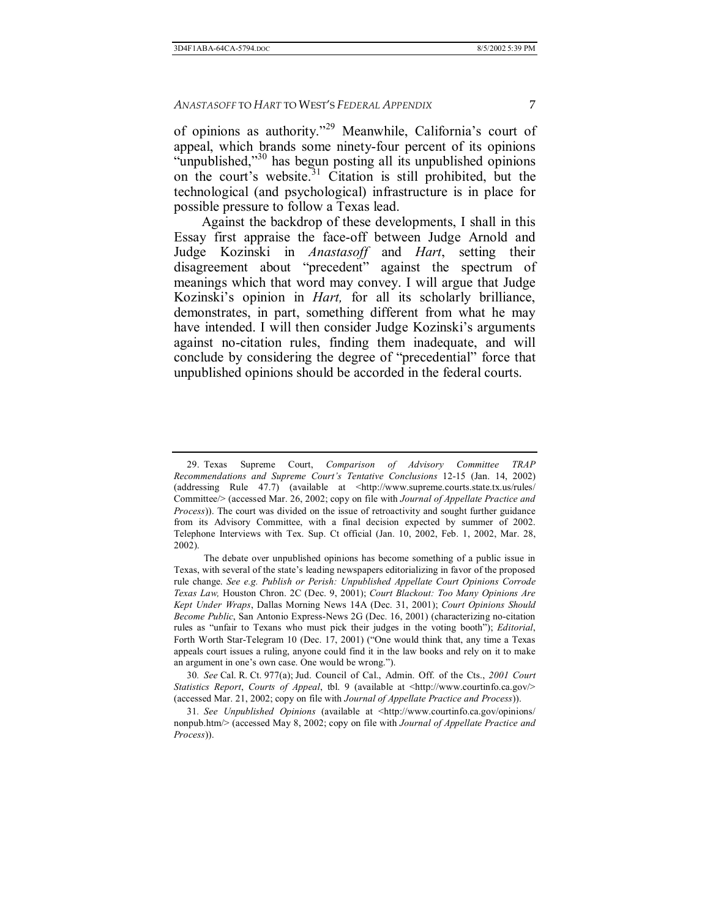of opinions as authority."[29] Meanwhile, California's court of appeal, which brands some ninety-four percent of its opinions "unpublished,"[30] has begun posting all its unpublished opinions on the court's website.[31] Citation is still prohibited, but the technological (and psychological) infrastructure is in place for possible pressure to follow a Texas lead.

Against the backdrop of these developments, I shall in this Essay first appraise the face-off between Judge Arnold and Judge Kozinski in *Anastasoff* and *Hart*, setting their disagreement about "precedent" against the spectrum of meanings which that word may convey. I will argue that Judge Kozinski's opinion in *Hart,* for all its scholarly brilliance, demonstrates, in part, something different from what he may have intended. I will then consider Judge Kozinski's arguments against no-citation rules, finding them inadequate, and will conclude by considering the degree of "precedential" force that unpublished opinions should be accorded in the federal courts.

---

29. Texas Supreme Court, *Comparison of Advisory Committee TRAP Recommendations and Supreme Court's Tentative Conclusions* 12-15 (Jan. 14, 2002) (addressing Rule 47.7) (available at <http://www.supreme.courts.state.tx.us/rules/Committee/> (accessed Mar. 26, 2002; copy on file with *Journal of Appellate Practice and Process*)). The court was divided on the issue of retroactivity and sought further guidance from its Advisory Committee, with a final decision expected by summer of 2002. Telephone Interviews with Tex. Sup. Ct official (Jan. 10, 2002, Feb. 1, 2002, Mar. 28, 2002).

The debate over unpublished opinions has become something of a public issue in Texas, with several of the state's leading newspapers editorializing in favor of the proposed rule change. *See e.g. Publish or Perish: Unpublished Appellate Court Opinions Corrode Texas Law,* Houston Chron. 2C (Dec. 9, 2001); *Court Blackout: Too Many Opinions Are Kept Under Wraps*, Dallas Morning News 14A (Dec. 31, 2001); *Court Opinions Should Become Public*, San Antonio Express-News 2G (Dec. 16, 2001) (characterizing no-citation rules as "unfair to Texans who must pick their judges in the voting booth"); *Editorial*, Forth Worth Star-Telegram 10 (Dec. 17, 2001) ("One would think that, any time a Texas appeals court issues a ruling, anyone could find it in the law books and rely on it to make an argument in one's own case. One would be wrong.").

30. *See* Cal. R. Ct. 977(a); Jud. Council of Cal., Admin. Off. of the Cts., *2001 Court Statistics Report*, *Courts of Appeal*, tbl. 9 (available at <http://www.courtinfo.ca.gov/> (accessed Mar. 21, 2002; copy on file with *Journal of Appellate Practice and Process*)).

31. *See Unpublished Opinions* (available at <http://www.courtinfo.ca.gov/opinions/nonpub.htm/> (accessed May 8, 2002; copy on file with *Journal of Appellate Practice and Process*)).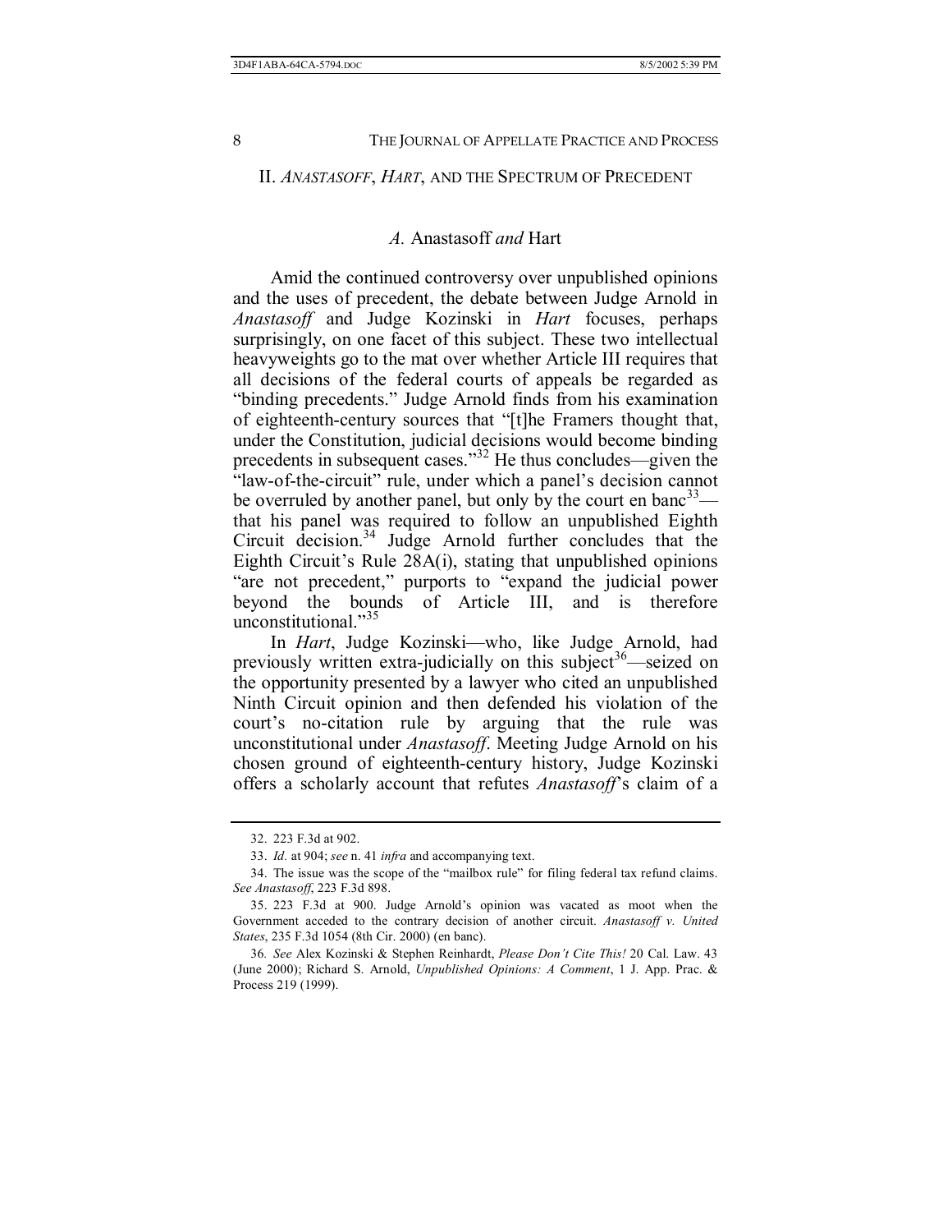## II. *ANASTASOFF*, *HART*, AND THE SPECTRUM OF PRECEDENT

### *A.* Anastasoff *and* Hart

Amid the continued controversy over unpublished opinions and the uses of precedent, the debate between Judge Arnold in *Anastasoff* and Judge Kozinski in *Hart* focuses, perhaps surprisingly, on one facet of this subject. These two intellectual heavyweights go to the mat over whether Article III requires that all decisions of the federal courts of appeals be regarded as "binding precedents." Judge Arnold finds from his examination of eighteenth-century sources that "[t]he Framers thought that, under the Constitution, judicial decisions would become binding precedents in subsequent cases."[32] He thus concludes—given the "law-of-the-circuit" rule, under which a panel's decision cannot be overruled by another panel, but only by the court en banc[33]—that his panel was required to follow an unpublished Eighth Circuit decision.[34] Judge Arnold further concludes that the Eighth Circuit's Rule 28A(i), stating that unpublished opinions "are not precedent," purports to "expand the judicial power beyond the bounds of Article III, and is therefore unconstitutional."[35]

In *Hart*, Judge Kozinski—who, like Judge Arnold, had previously written extra-judicially on this subject[36]—seized on the opportunity presented by a lawyer who cited an unpublished Ninth Circuit opinion and then defended his violation of the court's no-citation rule by arguing that the rule was unconstitutional under *Anastasoff*. Meeting Judge Arnold on his chosen ground of eighteenth-century history, Judge Kozinski offers a scholarly account that refutes *Anastasoff*'s claim of a

---

32. 223 F.3d at 902.

33. *Id.* at 904; *see* n. 41 *infra* and accompanying text.

34. The issue was the scope of the "mailbox rule" for filing federal tax refund claims. *See Anastasoff*, 223 F.3d 898.

35. 223 F.3d at 900. Judge Arnold's opinion was vacated as moot when the Government acceded to the contrary decision of another circuit. *Anastasoff v. United States*, 235 F.3d 1054 (8th Cir. 2000) (en banc).

36. *See* Alex Kozinski & Stephen Reinhardt, *Please Don't Cite This!* 20 Cal. Law. 43 (June 2000); Richard S. Arnold, *Unpublished Opinions: A Comment*, 1 J. App. Prac. & Process 219 (1999).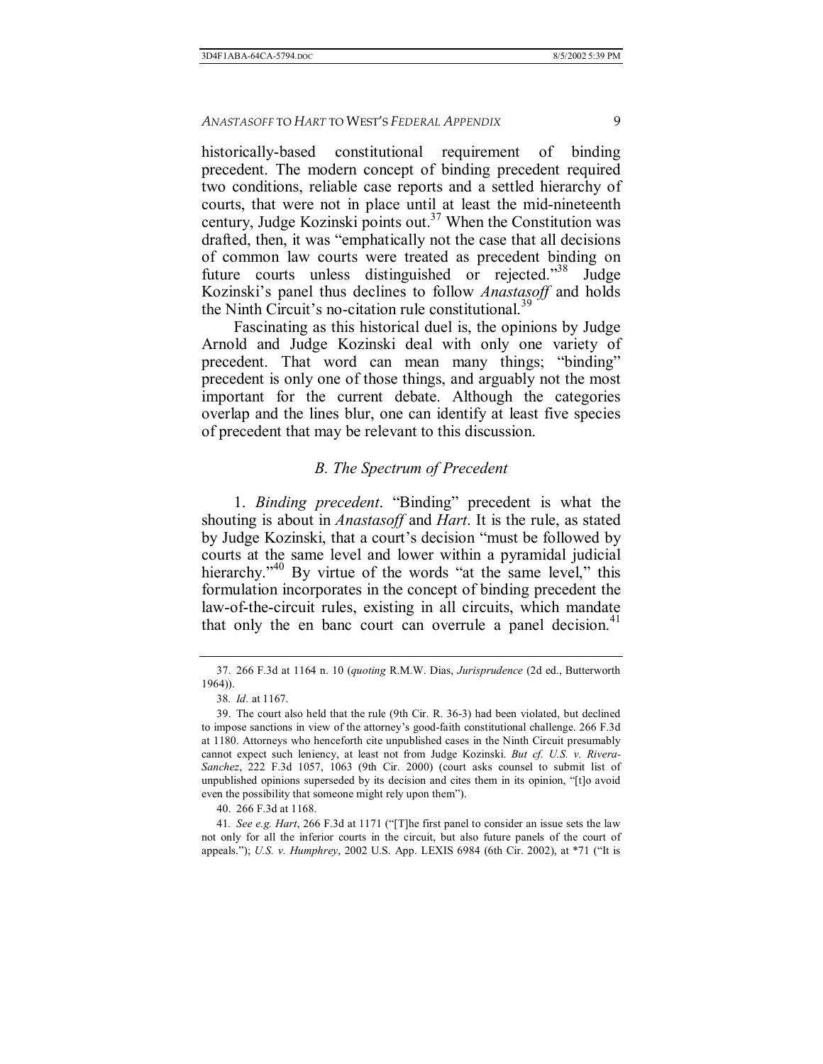historically-based constitutional requirement of binding precedent. The modern concept of binding precedent required two conditions, reliable case reports and a settled hierarchy of courts, that were not in place until at least the mid-nineteenth century, Judge Kozinski points out.[37] When the Constitution was drafted, then, it was "emphatically not the case that all decisions of common law courts were treated as precedent binding on future courts unless distinguished or rejected."[38] Judge Kozinski's panel thus declines to follow *Anastasoff* and holds the Ninth Circuit's no-citation rule constitutional.[39]

Fascinating as this historical duel is, the opinions by Judge Arnold and Judge Kozinski deal with only one variety of precedent. That word can mean many things; "binding" precedent is only one of those things, and arguably not the most important for the current debate. Although the categories overlap and the lines blur, one can identify at least five species of precedent that may be relevant to this discussion.

### *B. The Spectrum of Precedent*

1. *Binding precedent*. "Binding" precedent is what the shouting is about in *Anastasoff* and *Hart*. It is the rule, as stated by Judge Kozinski, that a court's decision "must be followed by courts at the same level and lower within a pyramidal judicial hierarchy."[40] By virtue of the words "at the same level," this formulation incorporates in the concept of binding precedent the law-of-the-circuit rules, existing in all circuits, which mandate that only the en banc court can overrule a panel decision.[41]

---

37. 266 F.3d at 1164 n. 10 (*quoting* R.M.W. Dias, *Jurisprudence* (2d ed., Butterworth 1964)).

38. *Id.* at 1167.

39. The court also held that the rule (9th Cir. R. 36-3) had been violated, but declined to impose sanctions in view of the attorney's good-faith constitutional challenge. 266 F.3d at 1180. Attorneys who henceforth cite unpublished cases in the Ninth Circuit presumably cannot expect such leniency, at least not from Judge Kozinski. *But cf. U.S. v. Rivera-Sanchez*, 222 F.3d 1057, 1063 (9th Cir. 2000) (court asks counsel to submit list of unpublished opinions superseded by its decision and cites them in its opinion, "[t]o avoid even the possibility that someone might rely upon them").

40. 266 F.3d at 1168.

41. *See e.g. Hart*, 266 F.3d at 1171 ("[T]he first panel to consider an issue sets the law not only for all the inferior courts in the circuit, but also future panels of the court of appeals."); *U.S. v. Humphrey*, 2002 U.S. App. LEXIS 6984 (6th Cir. 2002), at *71 ("It is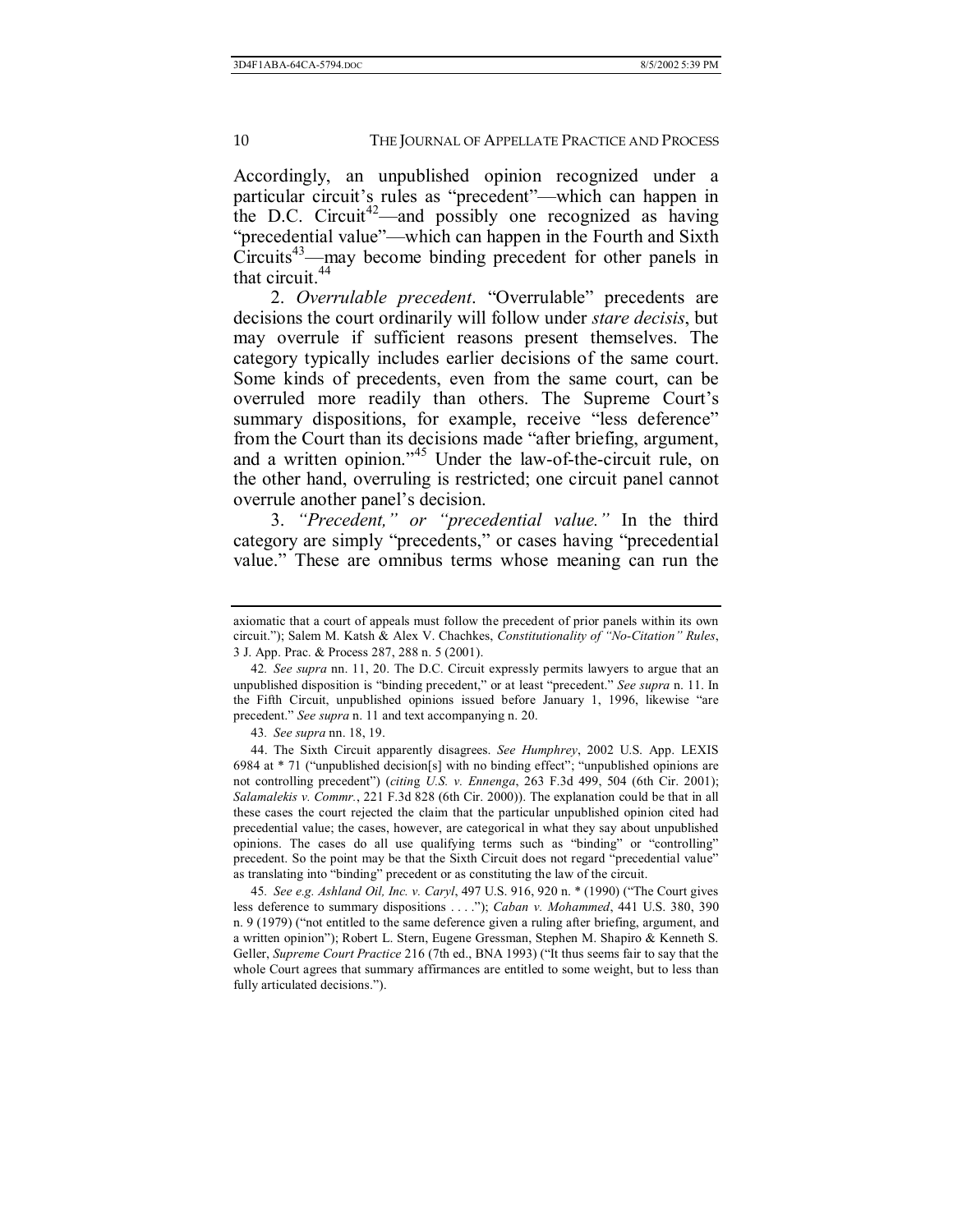Accordingly, an unpublished opinion recognized under a particular circuit's rules as "precedent"—which can happen in the D.C. Circuit[42]—and possibly one recognized as having "precedential value"—which can happen in the Fourth and Sixth Circuits[43]—may become binding precedent for other panels in that circuit.[44]

2. *Overrulable precedent*. "Overrulable" precedents are decisions the court ordinarily will follow under *stare decisis*, but may overrule if sufficient reasons present themselves. The category typically includes earlier decisions of the same court. Some kinds of precedents, even from the same court, can be overruled more readily than others. The Supreme Court's summary dispositions, for example, receive "less deference" from the Court than its decisions made "after briefing, argument, and a written opinion."[45] Under the law-of-the-circuit rule, on the other hand, overruling is restricted; one circuit panel cannot overrule another panel's decision.

3. *"Precedent," or "precedential value."* In the third category are simply "precedents," or cases having "precedential value." These are omnibus terms whose meaning can run the

---

axiomatic that a court of appeals must follow the precedent of prior panels within its own circuit."); Salem M. Katsh & Alex V. Chachkes, *Constitutionality of "No-Citation" Rules*, 3 J. App. Prac. & Process 287, 288 n. 5 (2001).

42. *See supra* nn. 11, 20. The D.C. Circuit expressly permits lawyers to argue that an unpublished disposition is "binding precedent," or at least "precedent." *See supra* n. 11. In the Fifth Circuit, unpublished opinions issued before January 1, 1996, likewise "are precedent." *See supra* n. 11 and text accompanying n. 20.

43. *See supra* nn. 18, 19.

44. The Sixth Circuit apparently disagrees. *See Humphrey*, 2002 U.S. App. LEXIS 6984 at * 71 ("unpublished decision[s] with no binding effect"; "unpublished opinions are not controlling precedent") (*citing U.S. v. Ennenga*, 263 F.3d 499, 504 (6th Cir. 2001); *Salamalekis v. Commr.*, 221 F.3d 828 (6th Cir. 2000)). The explanation could be that in all these cases the court rejected the claim that the particular unpublished opinion cited had precedential value; the cases, however, are categorical in what they say about unpublished opinions. The cases do all use qualifying terms such as "binding" or "controlling" precedent. So the point may be that the Sixth Circuit does not regard "precedential value" as translating into "binding" precedent or as constituting the law of the circuit.

45. *See e.g. Ashland Oil, Inc. v. Caryl*, 497 U.S. 916, 920 n. * (1990) ("The Court gives less deference to summary dispositions . . . ."); *Caban v. Mohammed*, 441 U.S. 380, 390 n. 9 (1979) ("not entitled to the same deference given a ruling after briefing, argument, and a written opinion"); Robert L. Stern, Eugene Gressman, Stephen M. Shapiro & Kenneth S. Geller, *Supreme Court Practice* 216 (7th ed., BNA 1993) ("It thus seems fair to say that the whole Court agrees that summary affirmances are entitled to some weight, but to less than fully articulated decisions.").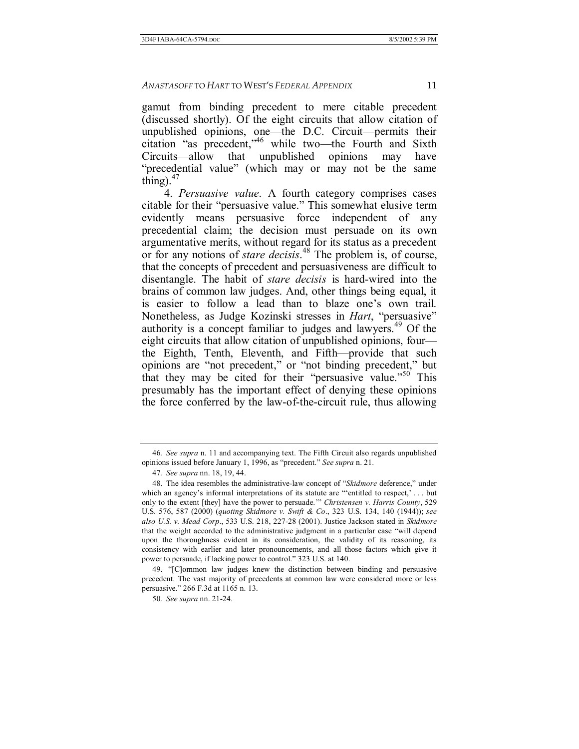gamut from binding precedent to mere citable precedent (discussed shortly). Of the eight circuits that allow citation of unpublished opinions, one—the D.C. Circuit—permits their citation "as precedent,"[46] while two—the Fourth and Sixth Circuits—allow that unpublished opinions may have "precedential value" (which may or may not be the same thing).[47]

4. *Persuasive value*. A fourth category comprises cases citable for their "persuasive value." This somewhat elusive term evidently means persuasive force independent of any precedential claim; the decision must persuade on its own argumentative merits, without regard for its status as a precedent or for any notions of *stare decisis*.[48] The problem is, of course, that the concepts of precedent and persuasiveness are difficult to disentangle. The habit of *stare decisis* is hard-wired into the brains of common law judges. And, other things being equal, it is easier to follow a lead than to blaze one's own trail. Nonetheless, as Judge Kozinski stresses in *Hart*, "persuasive" authority is a concept familiar to judges and lawyers.[49] Of the eight circuits that allow citation of unpublished opinions, four—the Eighth, Tenth, Eleventh, and Fifth—provide that such opinions are "not precedent," or "not binding precedent," but that they may be cited for their "persuasive value."[50] This presumably has the important effect of denying these opinions the force conferred by the law-of-the-circuit rule, thus allowing

---

46. *See supra* n. 11 and accompanying text. The Fifth Circuit also regards unpublished opinions issued before January 1, 1996, as "precedent." *See supra* n. 21.

47. *See supra* nn. 18, 19, 44.

48. The idea resembles the administrative-law concept of "*Skidmore* deference," under which an agency's informal interpretations of its statute are "'entitled to respect,' . . . but only to the extent [they] have the power to persuade.'" *Christensen v. Harris County*, 529 U.S. 576, 587 (2000) (*quoting Skidmore v. Swift & Co*., 323 U.S. 134, 140 (1944)); *see also U.S. v. Mead Corp*., 533 U.S. 218, 227-28 (2001). Justice Jackson stated in *Skidmore* that the weight accorded to the administrative judgment in a particular case "will depend upon the thoroughness evident in its consideration, the validity of its reasoning, its consistency with earlier and later pronouncements, and all those factors which give it power to persuade, if lacking power to control." 323 U.S. at 140.

49. "[C]ommon law judges knew the distinction between binding and persuasive precedent. The vast majority of precedents at common law were considered more or less persuasive." 266 F.3d at 1165 n. 13.

50. *See supra* nn. 21-24.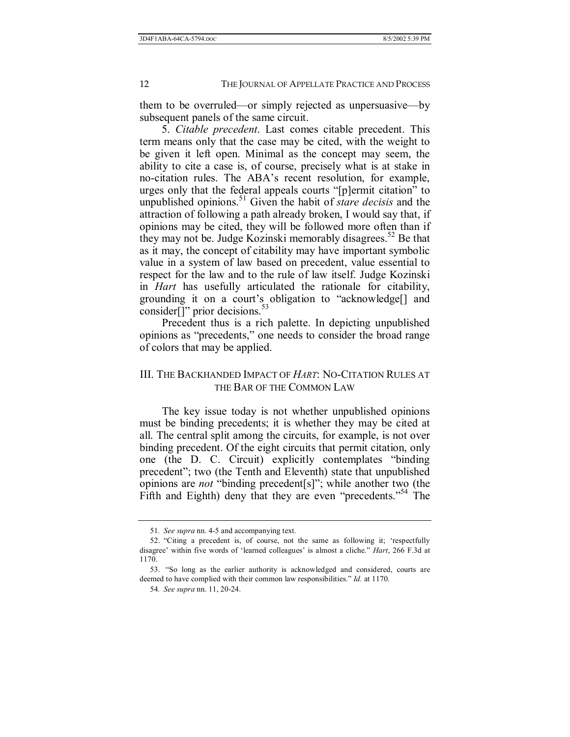them to be overruled—or simply rejected as unpersuasive—by subsequent panels of the same circuit.

5. *Citable precedent*. Last comes citable precedent. This term means only that the case may be cited, with the weight to be given it left open. Minimal as the concept may seem, the ability to cite a case is, of course, precisely what is at stake in no-citation rules. The ABA's recent resolution, for example, urges only that the federal appeals courts "[p]ermit citation" to unpublished opinions.[51] Given the habit of *stare decisis* and the attraction of following a path already broken, I would say that, if opinions may be cited, they will be followed more often than if they may not be. Judge Kozinski memorably disagrees.[52] Be that as it may, the concept of citability may have important symbolic value in a system of law based on precedent, value essential to respect for the law and to the rule of law itself. Judge Kozinski in *Hart* has usefully articulated the rationale for citability, grounding it on a court's obligation to "acknowledge[] and consider[]" prior decisions.[53]

Precedent thus is a rich palette. In depicting unpublished opinions as "precedents," one needs to consider the broad range of colors that may be applied.

## III. The Backhanded Impact of *Hart*: No-Citation Rules at the Bar of the Common Law

The key issue today is not whether unpublished opinions must be binding precedents; it is whether they may be cited at all. The central split among the circuits, for example, is not over binding precedent. Of the eight circuits that permit citation, only one (the D. C. Circuit) explicitly contemplates "binding precedent"; two (the Tenth and Eleventh) state that unpublished opinions are *not* "binding precedent[s]"; while another two (the Fifth and Eighth) deny that they are even "precedents."[54] The

---

51. *See supra* nn. 4-5 and accompanying text.

52. "Citing a precedent is, of course, not the same as following it; 'respectfully disagree' within five words of 'learned colleagues' is almost a cliche." *Hart*, 266 F.3d at 1170.

53. "So long as the earlier authority is acknowledged and considered, courts are deemed to have complied with their common law responsibilities." *Id.* at 1170.

54. *See supra* nn. 11, 20-24.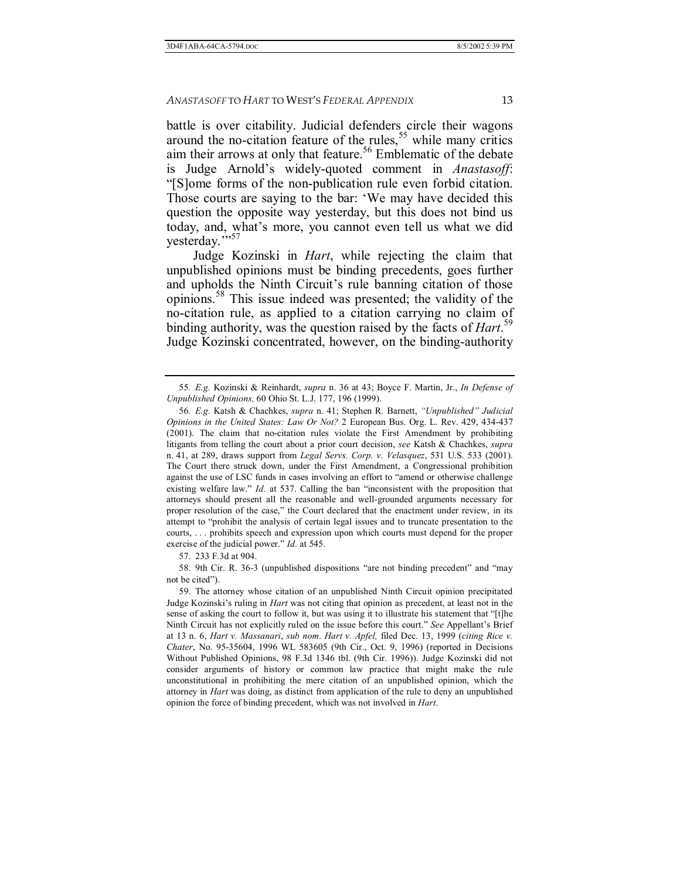battle is over citability. Judicial defenders circle their wagons around the no-citation feature of the rules,[55] while many critics aim their arrows at only that feature.[56] Emblematic of the debate is Judge Arnold's widely-quoted comment in *Anastasoff*: "[S]ome forms of the non-publication rule even forbid citation. Those courts are saying to the bar: 'We may have decided this question the opposite way yesterday, but this does not bind us today, and, what's more, you cannot even tell us what we did yesterday.'"[57]

Judge Kozinski in *Hart*, while rejecting the claim that unpublished opinions must be binding precedents, goes further and upholds the Ninth Circuit's rule banning citation of those opinions.[58] This issue indeed was presented; the validity of the no-citation rule, as applied to a citation carrying no claim of binding authority, was the question raised by the facts of *Hart*.[59] Judge Kozinski concentrated, however, on the binding-authority

---

55. *E.g.* Kozinski & Reinhardt, *supra* n. 36 at 43; Boyce F. Martin, Jr., *In Defense of Unpublished Opinions,* 60 Ohio St. L.J. 177, 196 (1999).

56. *E.g.* Katsh & Chachkes, *supra* n. 41; Stephen R. Barnett, *"Unpublished" Judicial Opinions in the United States: Law Or Not?* 2 European Bus. Org. L. Rev. 429, 434-437 (2001). The claim that no-citation rules violate the First Amendment by prohibiting litigants from telling the court about a prior court decision, *see* Katsh & Chachkes, *supra* n. 41, at 289, draws support from *Legal Servs. Corp. v. Velasquez*, 531 U.S. 533 (2001). The Court there struck down, under the First Amendment, a Congressional prohibition against the use of LSC funds in cases involving an effort to "amend or otherwise challenge existing welfare law." *Id.* at 537. Calling the ban "inconsistent with the proposition that attorneys should present all the reasonable and well-grounded arguments necessary for proper resolution of the case," the Court declared that the enactment under review, in its attempt to "prohibit the analysis of certain legal issues and to truncate presentation to the courts, . . . prohibits speech and expression upon which courts must depend for the proper exercise of the judicial power." *Id.* at 545.

57. 233 F.3d at 904.

58. 9th Cir. R. 36-3 (unpublished dispositions "are not binding precedent" and "may not be cited").

59. The attorney whose citation of an unpublished Ninth Circuit opinion precipitated Judge Kozinski's ruling in *Hart* was not citing that opinion as precedent, at least not in the sense of asking the court to follow it, but was using it to illustrate his statement that "[t]he Ninth Circuit has not explicitly ruled on the issue before this court." *See* Appellant's Brief at 13 n. 6, *Hart v. Massanari*, *sub nom*. *Hart v. Apfel,* filed Dec. 13, 1999 (*citing Rice v. Chater*, No. 95-35604, 1996 WL 583605 (9th Cir., Oct. 9, 1996) (reported in Decisions Without Published Opinions, 98 F.3d 1346 tbl. (9th Cir. 1996)). Judge Kozinski did not consider arguments of history or common law practice that might make the rule unconstitutional in prohibiting the mere citation of an unpublished opinion, which the attorney in *Hart* was doing, as distinct from application of the rule to deny an unpublished opinion the force of binding precedent, which was not involved in *Hart*.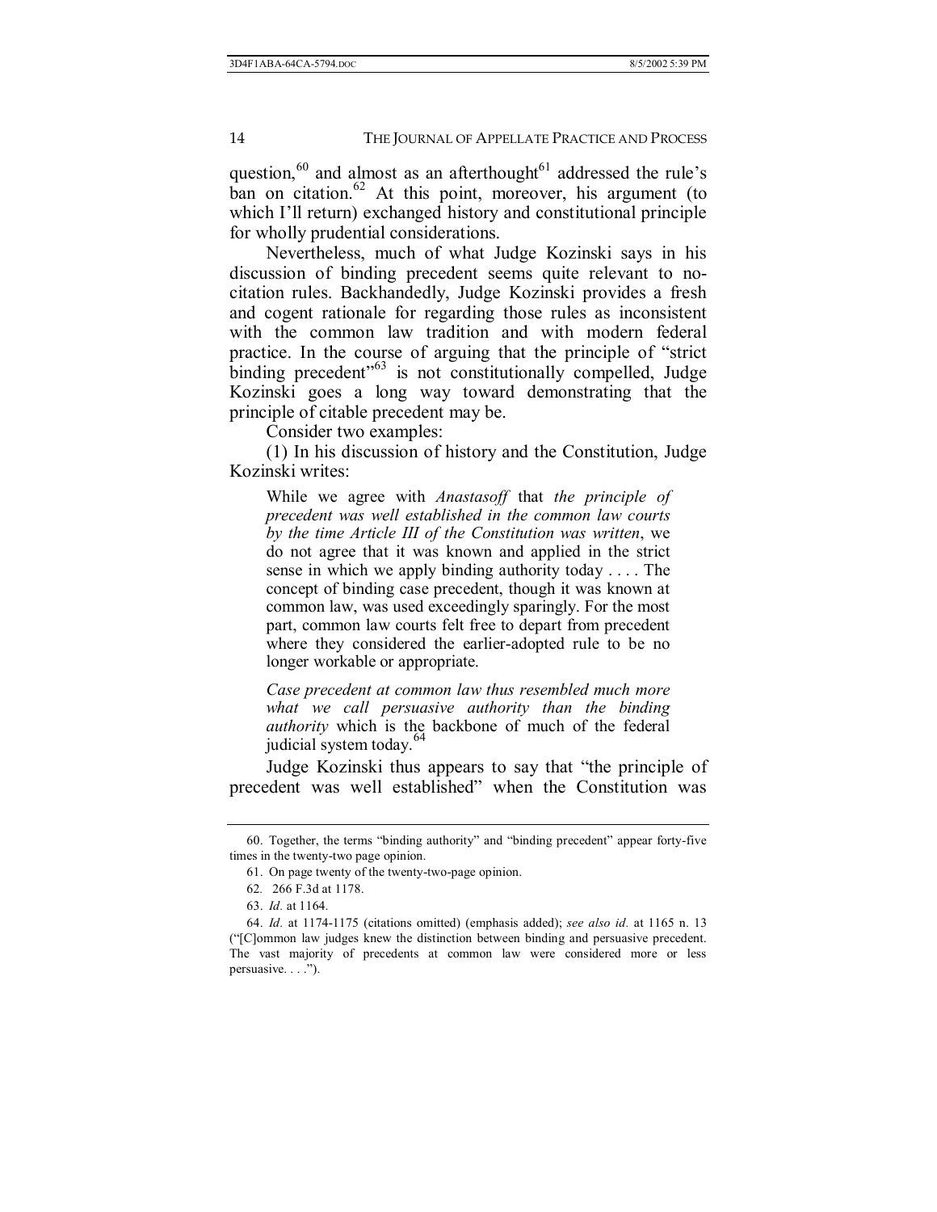question,[60] and almost as an afterthought[61] addressed the rule's ban on citation.[62] At this point, moreover, his argument (to which I'll return) exchanged history and constitutional principle for wholly prudential considerations.

Nevertheless, much of what Judge Kozinski says in his discussion of binding precedent seems quite relevant to no-citation rules. Backhandedly, Judge Kozinski provides a fresh and cogent rationale for regarding those rules as inconsistent with the common law tradition and with modern federal practice. In the course of arguing that the principle of "strict binding precedent"[63] is not constitutionally compelled, Judge Kozinski goes a long way toward demonstrating that the principle of citable precedent may be.

Consider two examples:

(1) In his discussion of history and the Constitution, Judge Kozinski writes:

> While we agree with *Anastasoff* that *the principle of precedent was well established in the common law courts by the time Article III of the Constitution was written*, we do not agree that it was known and applied in the strict sense in which we apply binding authority today . . . . The concept of binding case precedent, though it was known at common law, was used exceedingly sparingly. For the most part, common law courts felt free to depart from precedent where they considered the earlier-adopted rule to be no longer workable or appropriate.
>
> *Case precedent at common law thus resembled much more what we call persuasive authority than the binding authority* which is the backbone of much of the federal judicial system today.[64]

Judge Kozinski thus appears to say that "the principle of precedent was well established" when the Constitution was

---

60. Together, the terms "binding authority" and "binding precedent" appear forty-five times in the twenty-two page opinion.

61. On page twenty of the twenty-two-page opinion.

62. 266 F.3d at 1178.

63. *Id.* at 1164.

64. *Id.* at 1174-1175 (citations omitted) (emphasis added); *see also id.* at 1165 n. 13 ("[C]ommon law judges knew the distinction between binding and persuasive precedent. The vast majority of precedents at common law were considered more or less persuasive. . . .").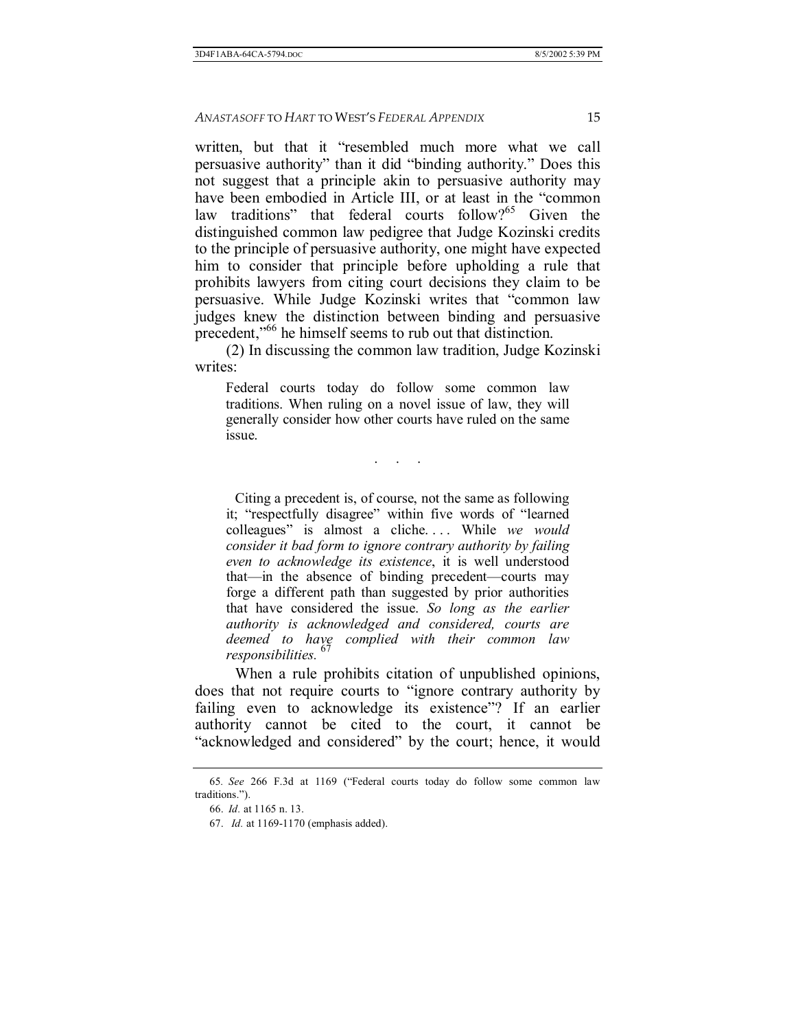written, but that it "resembled much more what we call persuasive authority" than it did "binding authority." Does this not suggest that a principle akin to persuasive authority may have been embodied in Article III, or at least in the "common law traditions" that federal courts follow?[65] Given the distinguished common law pedigree that Judge Kozinski credits to the principle of persuasive authority, one might have expected him to consider that principle before upholding a rule that prohibits lawyers from citing court decisions they claim to be persuasive. While Judge Kozinski writes that "common law judges knew the distinction between binding and persuasive precedent,"[66] he himself seems to rub out that distinction.

(2) In discussing the common law tradition, Judge Kozinski writes:

> Federal courts today do follow some common law traditions. When ruling on a novel issue of law, they will generally consider how other courts have ruled on the same issue.
>
> . . .
>
> Citing a precedent is, of course, not the same as following it; "respectfully disagree" within five words of "learned colleagues" is almost a cliche. . . . While *we would consider it bad form to ignore contrary authority by failing even to acknowledge its existence*, it is well understood that—in the absence of binding precedent—courts may forge a different path than suggested by prior authorities that have considered the issue. *So long as the earlier authority is acknowledged and considered, courts are deemed to have complied with their common law responsibilities.*[67]

When a rule prohibits citation of unpublished opinions, does that not require courts to "ignore contrary authority by failing even to acknowledge its existence"? If an earlier authority cannot be cited to the court, it cannot be "acknowledged and considered" by the court; hence, it would

---

65. *See* 266 F.3d at 1169 ("Federal courts today do follow some common law traditions.").

66. *Id.* at 1165 n. 13.

67. *Id.* at 1169-1170 (emphasis added).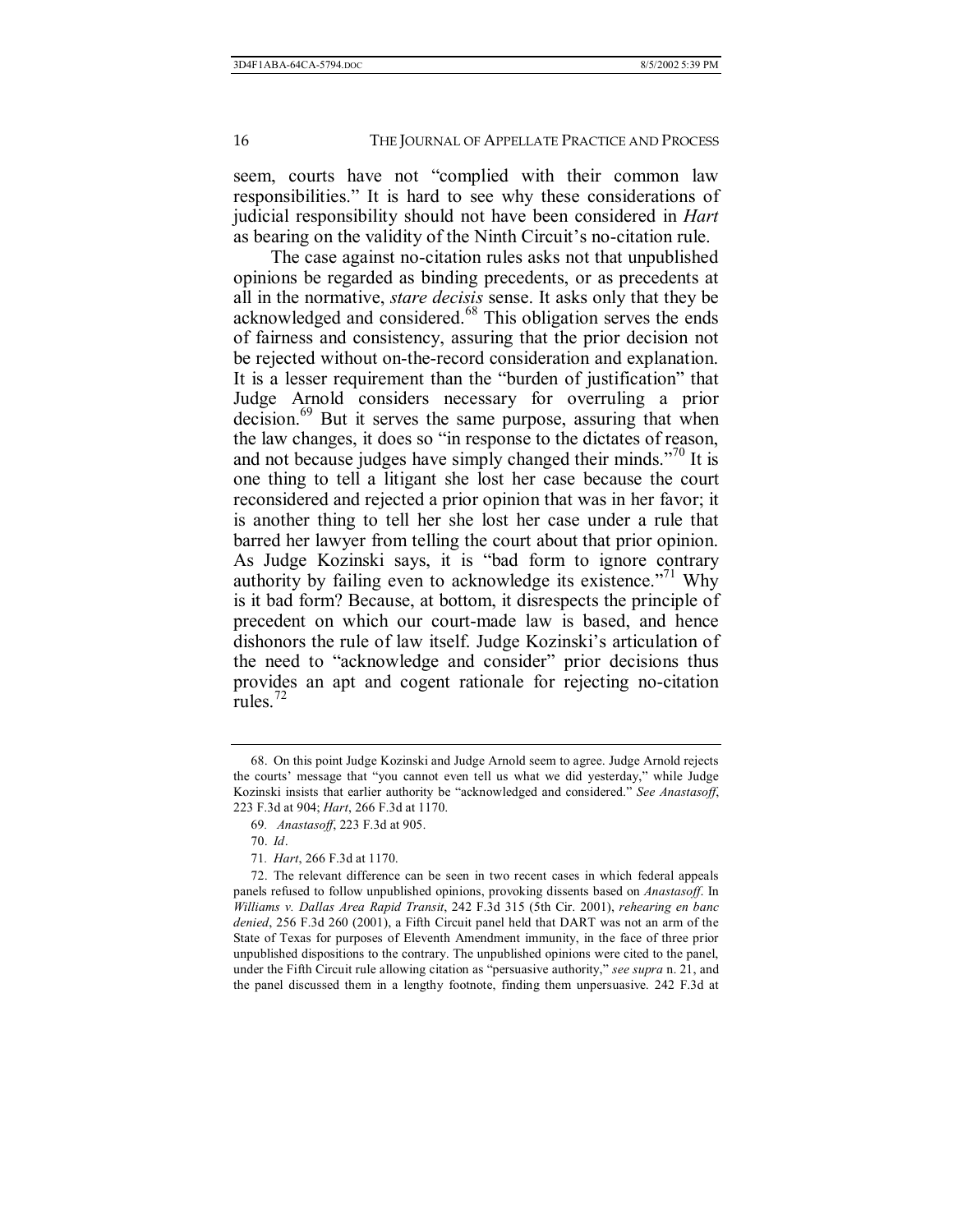seem, courts have not "complied with their common law responsibilities." It is hard to see why these considerations of judicial responsibility should not have been considered in *Hart* as bearing on the validity of the Ninth Circuit's no-citation rule.

The case against no-citation rules asks not that unpublished opinions be regarded as binding precedents, or as precedents at all in the normative, *stare decisis* sense. It asks only that they be acknowledged and considered.[68] This obligation serves the ends of fairness and consistency, assuring that the prior decision not be rejected without on-the-record consideration and explanation. It is a lesser requirement than the "burden of justification" that Judge Arnold considers necessary for overruling a prior decision.[69] But it serves the same purpose, assuring that when the law changes, it does so "in response to the dictates of reason, and not because judges have simply changed their minds."[70] It is one thing to tell a litigant she lost her case because the court reconsidered and rejected a prior opinion that was in her favor; it is another thing to tell her she lost her case under a rule that barred her lawyer from telling the court about that prior opinion. As Judge Kozinski says, it is "bad form to ignore contrary authority by failing even to acknowledge its existence."[71] Why is it bad form? Because, at bottom, it disrespects the principle of precedent on which our court-made law is based, and hence dishonors the rule of law itself. Judge Kozinski's articulation of the need to "acknowledge and consider" prior decisions thus provides an apt and cogent rationale for rejecting no-citation rules.[72]

---

68. On this point Judge Kozinski and Judge Arnold seem to agree. Judge Arnold rejects the courts' message that "you cannot even tell us what we did yesterday," while Judge Kozinski insists that earlier authority be "acknowledged and considered." *See Anastasoff*, 223 F.3d at 904; *Hart*, 266 F.3d at 1170.

69. *Anastasoff*, 223 F.3d at 905.

70. *Id*.

71. *Hart*, 266 F.3d at 1170.

72. The relevant difference can be seen in two recent cases in which federal appeals panels refused to follow unpublished opinions, provoking dissents based on *Anastasoff*. In *Williams v. Dallas Area Rapid Transit*, 242 F.3d 315 (5th Cir. 2001), *rehearing en banc denied*, 256 F.3d 260 (2001), a Fifth Circuit panel held that DART was not an arm of the State of Texas for purposes of Eleventh Amendment immunity, in the face of three prior unpublished dispositions to the contrary. The unpublished opinions were cited to the panel, under the Fifth Circuit rule allowing citation as "persuasive authority," *see supra* n. 21, and the panel discussed them in a lengthy footnote, finding them unpersuasive. 242 F.3d at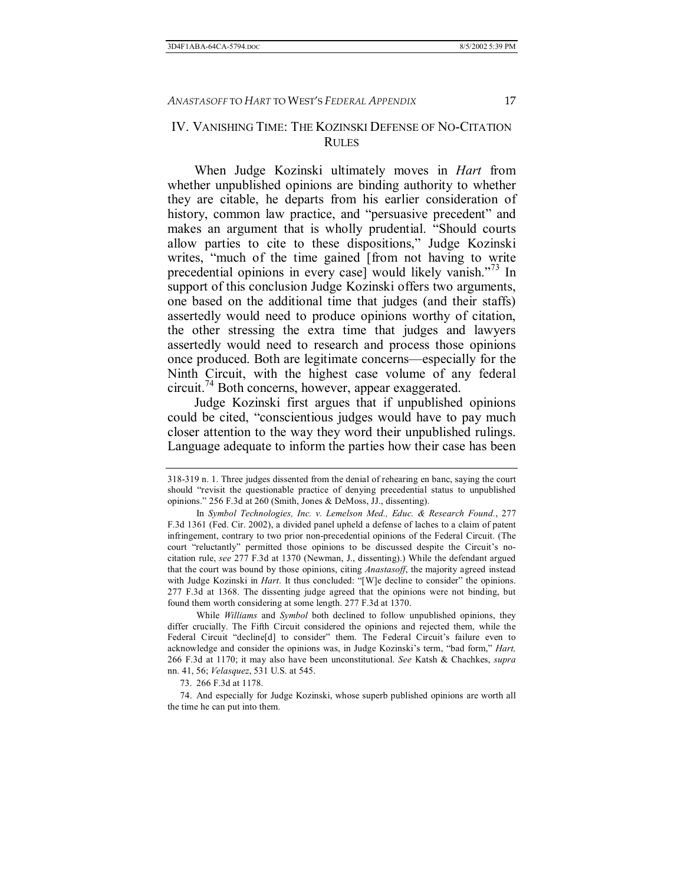## IV. VANISHING TIME: THE KOZINSKI DEFENSE OF NO-CITATION RULES

When Judge Kozinski ultimately moves in *Hart* from whether unpublished opinions are binding authority to whether they are citable, he departs from his earlier consideration of history, common law practice, and "persuasive precedent" and makes an argument that is wholly prudential. "Should courts allow parties to cite to these dispositions," Judge Kozinski writes, "much of the time gained [from not having to write precedential opinions in every case] would likely vanish."[73] In support of this conclusion Judge Kozinski offers two arguments, one based on the additional time that judges (and their staffs) assertedly would need to produce opinions worthy of citation, the other stressing the extra time that judges and lawyers assertedly would need to research and process those opinions once produced. Both are legitimate concerns—especially for the Ninth Circuit, with the highest case volume of any federal circuit.[74] Both concerns, however, appear exaggerated.

Judge Kozinski first argues that if unpublished opinions could be cited, "conscientious judges would have to pay much closer attention to the way they word their unpublished rulings. Language adequate to inform the parties how their case has been

---

318-319 n. 1. Three judges dissented from the denial of rehearing en banc, saying the court should "revisit the questionable practice of denying precedential status to unpublished opinions." 256 F.3d at 260 (Smith, Jones & DeMoss, JJ., dissenting).

In *Symbol Technologies, Inc. v. Lemelson Med., Educ. & Research Found.*, 277 F.3d 1361 (Fed. Cir. 2002), a divided panel upheld a defense of laches to a claim of patent infringement, contrary to two prior non-precedential opinions of the Federal Circuit. (The court "reluctantly" permitted those opinions to be discussed despite the Circuit's no-citation rule, *see* 277 F.3d at 1370 (Newman, J., dissenting).) While the defendant argued that the court was bound by those opinions, citing *Anastasoff*, the majority agreed instead with Judge Kozinski in *Hart*. It thus concluded: "[W]e decline to consider" the opinions. 277 F.3d at 1368. The dissenting judge agreed that the opinions were not binding, but found them worth considering at some length. 277 F.3d at 1370.

While *Williams* and *Symbol* both declined to follow unpublished opinions, they differ crucially. The Fifth Circuit considered the opinions and rejected them, while the Federal Circuit "decline[d] to consider" them. The Federal Circuit's failure even to acknowledge and consider the opinions was, in Judge Kozinski's term, "bad form," *Hart,* 266 F.3d at 1170; it may also have been unconstitutional. *See* Katsh & Chachkes, *supra* nn. 41, 56; *Velasquez*, 531 U.S. at 545.

73. 266 F.3d at 1178.

74. And especially for Judge Kozinski, whose superb published opinions are worth all the time he can put into them.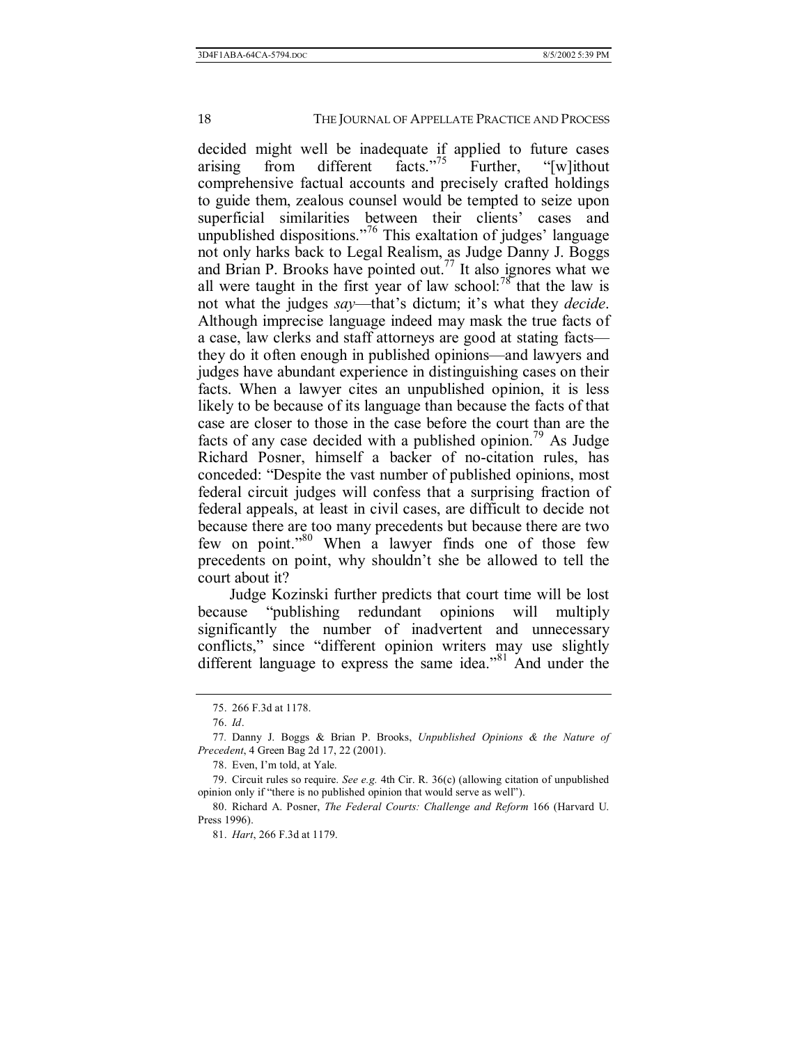decided might well be inadequate if applied to future cases arising from different facts."[75] Further, "[w]ithout comprehensive factual accounts and precisely crafted holdings to guide them, zealous counsel would be tempted to seize upon superficial similarities between their clients' cases and unpublished dispositions."[76] This exaltation of judges' language not only harks back to Legal Realism, as Judge Danny J. Boggs and Brian P. Brooks have pointed out.[77] It also ignores what we all were taught in the first year of law school:[78] that the law is not what the judges *say*—that's dictum; it's what they *decide*. Although imprecise language indeed may mask the true facts of a case, law clerks and staff attorneys are good at stating facts—they do it often enough in published opinions—and lawyers and judges have abundant experience in distinguishing cases on their facts. When a lawyer cites an unpublished opinion, it is less likely to be because of its language than because the facts of that case are closer to those in the case before the court than are the facts of any case decided with a published opinion.[79] As Judge Richard Posner, himself a backer of no-citation rules, has conceded: "Despite the vast number of published opinions, most federal circuit judges will confess that a surprising fraction of federal appeals, at least in civil cases, are difficult to decide not because there are too many precedents but because there are two few on point."[80] When a lawyer finds one of those few precedents on point, why shouldn't she be allowed to tell the court about it?

Judge Kozinski further predicts that court time will be lost because "publishing redundant opinions will multiply significantly the number of inadvertent and unnecessary conflicts," since "different opinion writers may use slightly different language to express the same idea."[81] And under the

---

75. 266 F.3d at 1178.

76. *Id*.

77. Danny J. Boggs & Brian P. Brooks, *Unpublished Opinions & the Nature of Precedent*, 4 Green Bag 2d 17, 22 (2001).

78. Even, I'm told, at Yale.

79. Circuit rules so require. *See e.g.* 4th Cir. R. 36(c) (allowing citation of unpublished opinion only if "there is no published opinion that would serve as well").

80. Richard A. Posner, *The Federal Courts: Challenge and Reform* 166 (Harvard U. Press 1996).

81. *Hart*, 266 F.3d at 1179.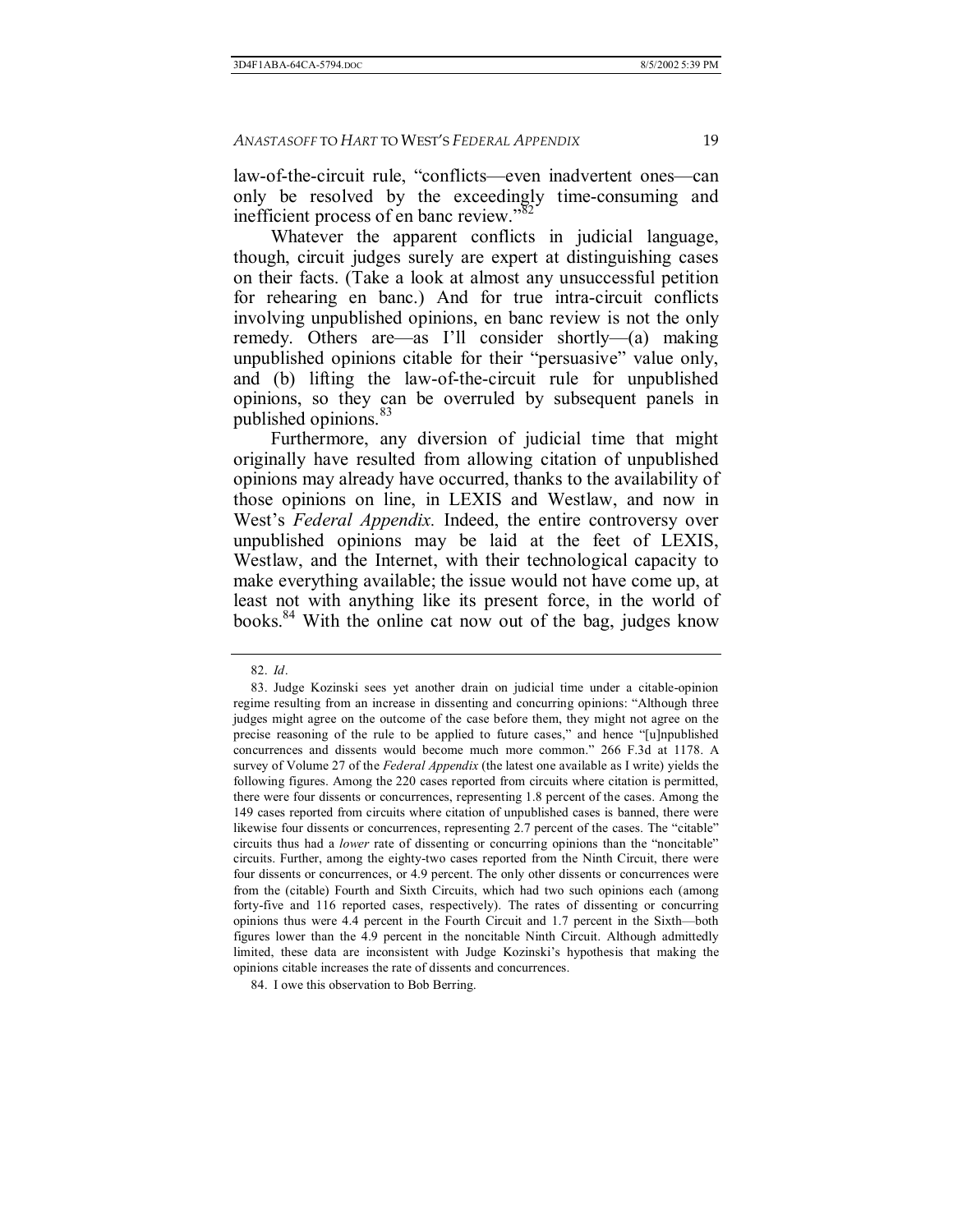law-of-the-circuit rule, "conflicts—even inadvertent ones—can only be resolved by the exceedingly time-consuming and inefficient process of en banc review."[82]

Whatever the apparent conflicts in judicial language, though, circuit judges surely are expert at distinguishing cases on their facts. (Take a look at almost any unsuccessful petition for rehearing en banc.) And for true intra-circuit conflicts involving unpublished opinions, en banc review is not the only remedy. Others are—as I'll consider shortly—(a) making unpublished opinions citable for their "persuasive" value only, and (b) lifting the law-of-the-circuit rule for unpublished opinions, so they can be overruled by subsequent panels in published opinions.[83]

Furthermore, any diversion of judicial time that might originally have resulted from allowing citation of unpublished opinions may already have occurred, thanks to the availability of those opinions on line, in LEXIS and Westlaw, and now in West's *Federal Appendix.* Indeed, the entire controversy over unpublished opinions may be laid at the feet of LEXIS, Westlaw, and the Internet, with their technological capacity to make everything available; the issue would not have come up, at least not with anything like its present force, in the world of books.[84] With the online cat now out of the bag, judges know

---

82. *Id*.

83. Judge Kozinski sees yet another drain on judicial time under a citable-opinion regime resulting from an increase in dissenting and concurring opinions: "Although three judges might agree on the outcome of the case before them, they might not agree on the precise reasoning of the rule to be applied to future cases," and hence "[u]npublished concurrences and dissents would become much more common." 266 F.3d at 1178. A survey of Volume 27 of the *Federal Appendix* (the latest one available as I write) yields the following figures. Among the 220 cases reported from circuits where citation is permitted, there were four dissents or concurrences, representing 1.8 percent of the cases. Among the 149 cases reported from circuits where citation of unpublished cases is banned, there were likewise four dissents or concurrences, representing 2.7 percent of the cases. The "citable" circuits thus had a *lower* rate of dissenting or concurring opinions than the "noncitable" circuits. Further, among the eighty-two cases reported from the Ninth Circuit, there were four dissents or concurrences, or 4.9 percent. The only other dissents or concurrences were from the (citable) Fourth and Sixth Circuits, which had two such opinions each (among forty-five and 116 reported cases, respectively). The rates of dissenting or concurring opinions thus were 4.4 percent in the Fourth Circuit and 1.7 percent in the Sixth—both figures lower than the 4.9 percent in the noncitable Ninth Circuit. Although admittedly limited, these data are inconsistent with Judge Kozinski's hypothesis that making the opinions citable increases the rate of dissents and concurrences.

84. I owe this observation to Bob Berring.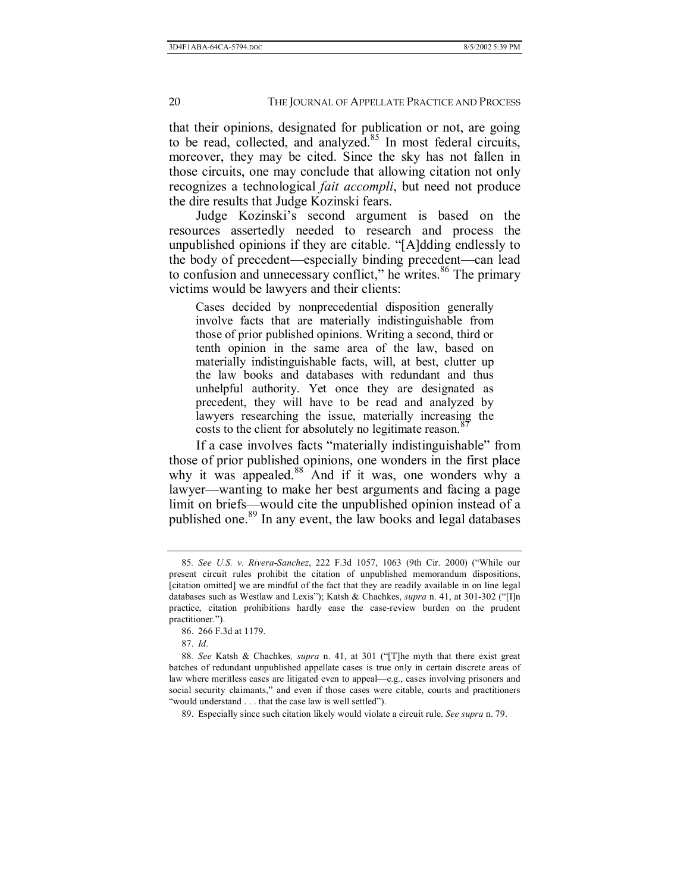that their opinions, designated for publication or not, are going to be read, collected, and analyzed.[85] In most federal circuits, moreover, they may be cited. Since the sky has not fallen in those circuits, one may conclude that allowing citation not only recognizes a technological *fait accompli*, but need not produce the dire results that Judge Kozinski fears.

Judge Kozinski's second argument is based on the resources assertedly needed to research and process the unpublished opinions if they are citable. "[A]dding endlessly to the body of precedent—especially binding precedent—can lead to confusion and unnecessary conflict," he writes.[86] The primary victims would be lawyers and their clients:

> Cases decided by nonprecedential disposition generally involve facts that are materially indistinguishable from those of prior published opinions. Writing a second, third or tenth opinion in the same area of the law, based on materially indistinguishable facts, will, at best, clutter up the law books and databases with redundant and thus unhelpful authority. Yet once they are designated as precedent, they will have to be read and analyzed by lawyers researching the issue, materially increasing the costs to the client for absolutely no legitimate reason.[87]

If a case involves facts "materially indistinguishable" from those of prior published opinions, one wonders in the first place why it was appealed.[88] And if it was, one wonders why a lawyer—wanting to make her best arguments and facing a page limit on briefs—would cite the unpublished opinion instead of a published one.[89] In any event, the law books and legal databases

---

85. *See U.S. v. Rivera-Sanchez*, 222 F.3d 1057, 1063 (9th Cir. 2000) ("While our present circuit rules prohibit the citation of unpublished memorandum dispositions, [citation omitted] we are mindful of the fact that they are readily available in on line legal databases such as Westlaw and Lexis"); Katsh & Chachkes, *supra* n. 41, at 301-302 ("[I]n practice, citation prohibitions hardly ease the case-review burden on the prudent practitioner.").

86. 266 F.3d at 1179.

87. *Id.*

88. *See* Katsh & Chachkes*, supra* n. 41, at 301 ("[T]he myth that there exist great batches of redundant unpublished appellate cases is true only in certain discrete areas of law where meritless cases are litigated even to appeal—e.g., cases involving prisoners and social security claimants," and even if those cases were citable, courts and practitioners "would understand . . . that the case law is well settled").

89. Especially since such citation likely would violate a circuit rule. *See supra* n. 79.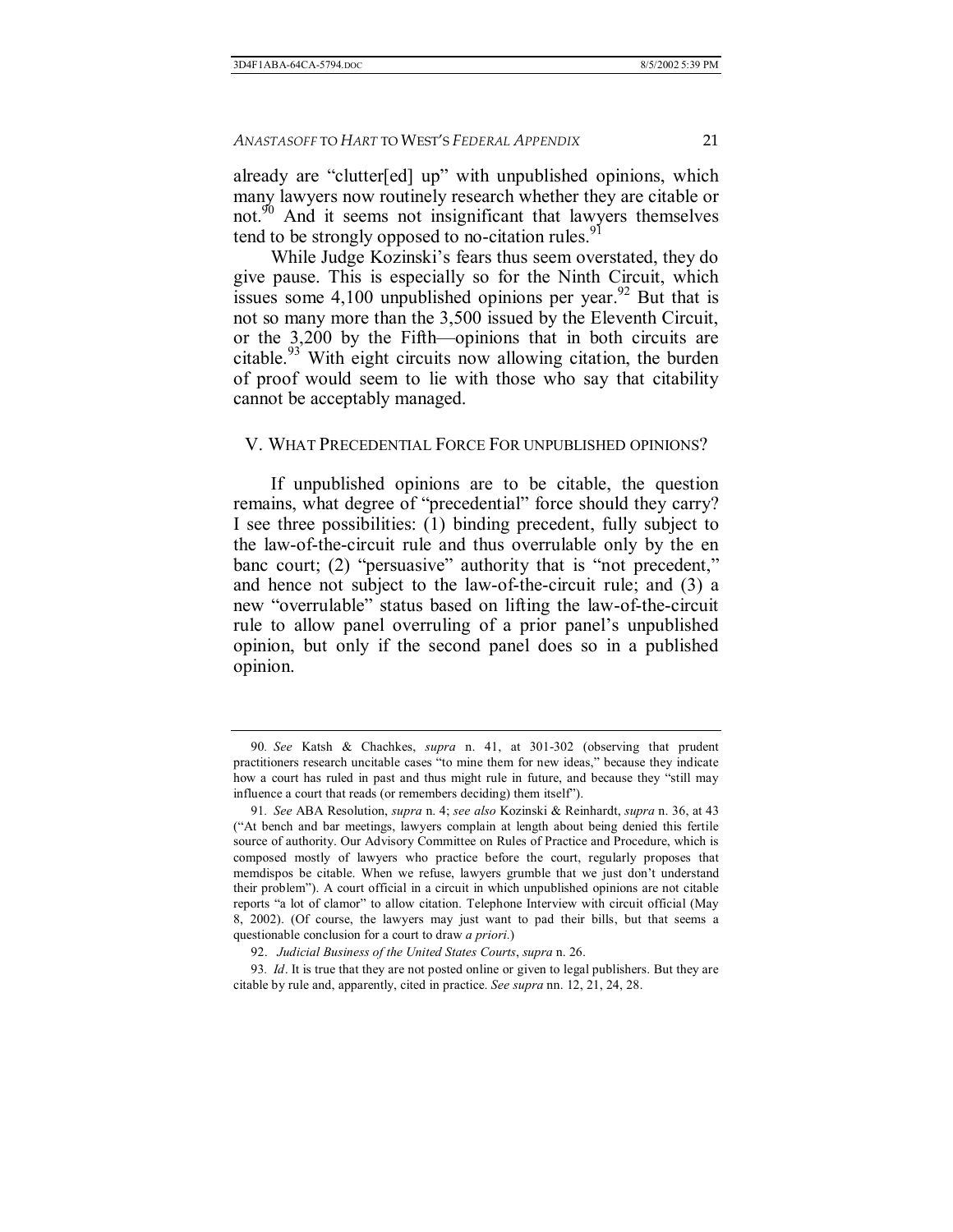already are "clutter[ed] up" with unpublished opinions, which many lawyers now routinely research whether they are citable or not.[90] And it seems not insignificant that lawyers themselves tend to be strongly opposed to no-citation rules.[91]

While Judge Kozinski's fears thus seem overstated, they do give pause. This is especially so for the Ninth Circuit, which issues some 4,100 unpublished opinions per year.[92] But that is not so many more than the 3,500 issued by the Eleventh Circuit, or the 3,200 by the Fifth—opinions that in both circuits are citable.[93] With eight circuits now allowing citation, the burden of proof would seem to lie with those who say that citability cannot be acceptably managed.

## V. WHAT PRECEDENTIAL FORCE FOR UNPUBLISHED OPINIONS?

If unpublished opinions are to be citable, the question remains, what degree of "precedential" force should they carry? I see three possibilities: (1) binding precedent, fully subject to the law-of-the-circuit rule and thus overrulable only by the en banc court; (2) "persuasive" authority that is "not precedent," and hence not subject to the law-of-the-circuit rule; and (3) a new "overrulable" status based on lifting the law-of-the-circuit rule to allow panel overruling of a prior panel's unpublished opinion, but only if the second panel does so in a published opinion.

---

90. *See* Katsh & Chachkes, *supra* n. 41, at 301-302 (observing that prudent practitioners research uncitable cases "to mine them for new ideas," because they indicate how a court has ruled in past and thus might rule in future, and because they "still may influence a court that reads (or remembers deciding) them itself").

91. *See* ABA Resolution, *supra* n. 4; *see also* Kozinski & Reinhardt, *supra* n. 36, at 43 ("At bench and bar meetings, lawyers complain at length about being denied this fertile source of authority. Our Advisory Committee on Rules of Practice and Procedure, which is composed mostly of lawyers who practice before the court, regularly proposes that memdispos be citable. When we refuse, lawyers grumble that we just don't understand their problem"). A court official in a circuit in which unpublished opinions are not citable reports "a lot of clamor" to allow citation. Telephone Interview with circuit official (May 8, 2002). (Of course, the lawyers may just want to pad their bills, but that seems a questionable conclusion for a court to draw *a priori*.)

92. *Judicial Business of the United States Courts*, *supra* n. 26.

93. *Id*. It is true that they are not posted online or given to legal publishers. But they are citable by rule and, apparently, cited in practice. *See supra* nn. 12, 21, 24, 28.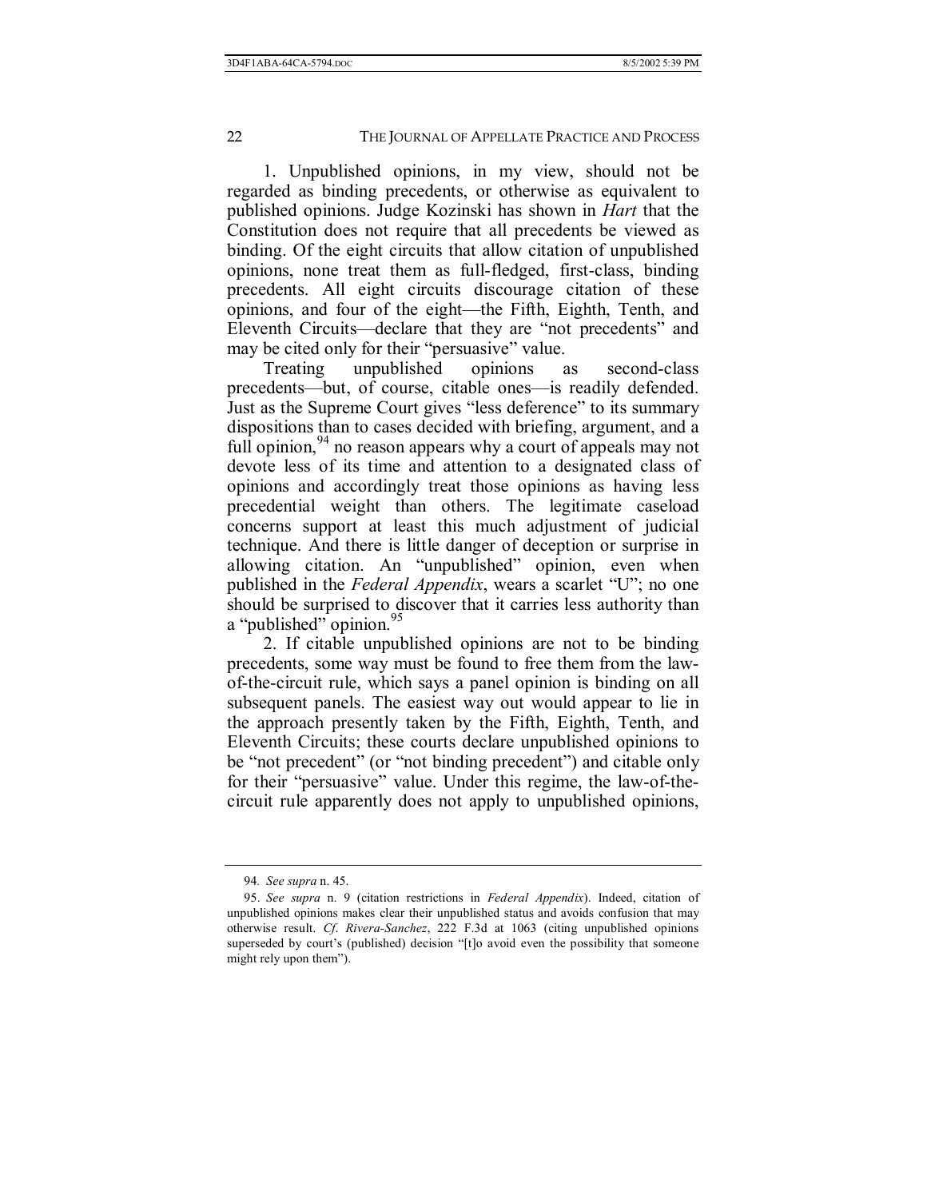1. Unpublished opinions, in my view, should not be regarded as binding precedents, or otherwise as equivalent to published opinions. Judge Kozinski has shown in *Hart* that the Constitution does not require that all precedents be viewed as binding. Of the eight circuits that allow citation of unpublished opinions, none treat them as full-fledged, first-class, binding precedents. All eight circuits discourage citation of these opinions, and four of the eight—the Fifth, Eighth, Tenth, and Eleventh Circuits—declare that they are "not precedents" and may be cited only for their "persuasive" value.

Treating unpublished opinions as second-class precedents—but, of course, citable ones—is readily defended. Just as the Supreme Court gives "less deference" to its summary dispositions than to cases decided with briefing, argument, and a full opinion,[94] no reason appears why a court of appeals may not devote less of its time and attention to a designated class of opinions and accordingly treat those opinions as having less precedential weight than others. The legitimate caseload concerns support at least this much adjustment of judicial technique. And there is little danger of deception or surprise in allowing citation. An "unpublished" opinion, even when published in the *Federal Appendix*, wears a scarlet "U"; no one should be surprised to discover that it carries less authority than a "published" opinion.[95]

2. If citable unpublished opinions are not to be binding precedents, some way must be found to free them from the law-of-the-circuit rule, which says a panel opinion is binding on all subsequent panels. The easiest way out would appear to lie in the approach presently taken by the Fifth, Eighth, Tenth, and Eleventh Circuits; these courts declare unpublished opinions to be "not precedent" (or "not binding precedent") and citable only for their "persuasive" value. Under this regime, the law-of-the-circuit rule apparently does not apply to unpublished opinions,

---

94. *See supra* n. 45.

95. *See supra* n. 9 (citation restrictions in *Federal Appendix*). Indeed, citation of unpublished opinions makes clear their unpublished status and avoids confusion that may otherwise result. *Cf. Rivera-Sanchez*, 222 F.3d at 1063 (citing unpublished opinions superseded by court's (published) decision "[t]o avoid even the possibility that someone might rely upon them").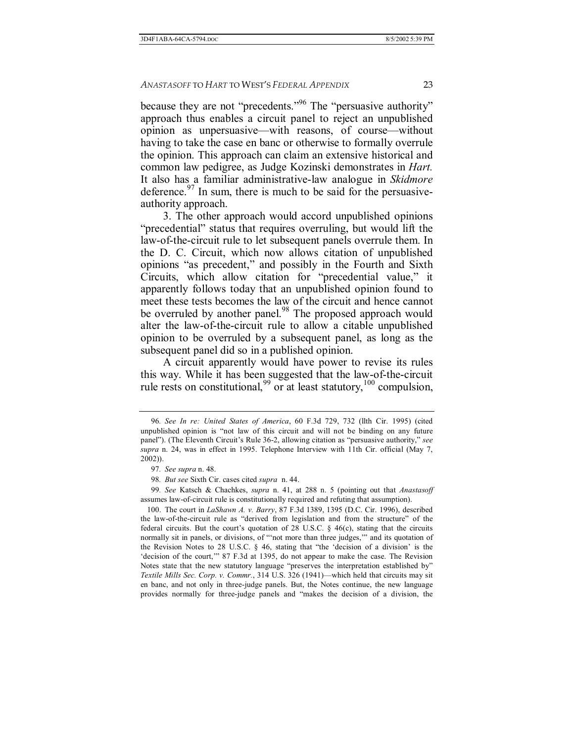because they are not "precedents."[96] The "persuasive authority" approach thus enables a circuit panel to reject an unpublished opinion as unpersuasive—with reasons, of course—without having to take the case en banc or otherwise to formally overrule the opinion. This approach can claim an extensive historical and common law pedigree, as Judge Kozinski demonstrates in *Hart.* It also has a familiar administrative-law analogue in *Skidmore* deference.[97] In sum, there is much to be said for the persuasive-authority approach.

3. The other approach would accord unpublished opinions "precedential" status that requires overruling, but would lift the law-of-the-circuit rule to let subsequent panels overrule them. In the D. C. Circuit, which now allows citation of unpublished opinions "as precedent," and possibly in the Fourth and Sixth Circuits, which allow citation for "precedential value," it apparently follows today that an unpublished opinion found to meet these tests becomes the law of the circuit and hence cannot be overruled by another panel.[98] The proposed approach would alter the law-of-the-circuit rule to allow a citable unpublished opinion to be overruled by a subsequent panel, as long as the subsequent panel did so in a published opinion.

A circuit apparently would have power to revise its rules this way. While it has been suggested that the law-of-the-circuit rule rests on constitutional,[99] or at least statutory,[100] compulsion,

---

96. *See In re: United States of America*, 60 F.3d 729, 732 (llth Cir. 1995) (cited unpublished opinion is "not law of this circuit and will not be binding on any future panel"). (The Eleventh Circuit's Rule 36-2, allowing citation as "persuasive authority," *see supra* n. 24, was in effect in 1995. Telephone Interview with 11th Cir. official (May 7, 2002)).

97. *See supra* n. 48.

98. *But see* Sixth Cir. cases cited *supra* n. 44.

99. *See* Katsch & Chachkes, *supra* n. 41, at 288 n. 5 (pointing out that *Anastasoff* assumes law-of-circuit rule is constitutionally required and refuting that assumption).

100. The court in *LaShawn A. v. Barry*, 87 F.3d 1389, 1395 (D.C. Cir. 1996), described the law-of-the-circuit rule as "derived from legislation and from the structure" of the federal circuits. But the court's quotation of 28 U.S.C. § 46(c), stating that the circuits normally sit in panels, or divisions, of "'not more than three judges,'" and its quotation of the Revision Notes to 28 U.S.C. § 46, stating that "the 'decision of a division' is the 'decision of the court,'" 87 F.3d at 1395, do not appear to make the case. The Revision Notes state that the new statutory language "preserves the interpretation established by" *Textile Mills Sec. Corp. v. Commr.*, 314 U.S. 326 (1941)—which held that circuits may sit en banc, and not only in three-judge panels. But, the Notes continue, the new language provides normally for three-judge panels and "makes the decision of a division, the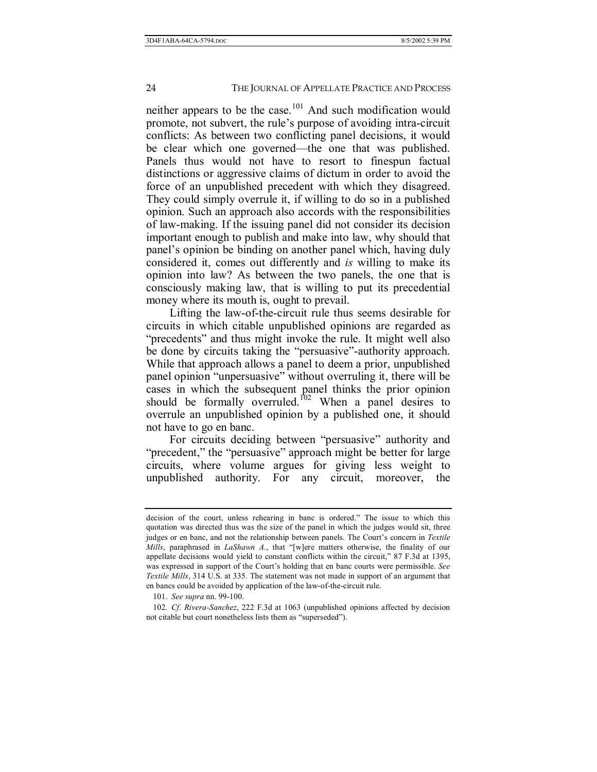neither appears to be the case.[101] And such modification would promote, not subvert, the rule's purpose of avoiding intra-circuit conflicts: As between two conflicting panel decisions, it would be clear which one governed—the one that was published. Panels thus would not have to resort to finespun factual distinctions or aggressive claims of dictum in order to avoid the force of an unpublished precedent with which they disagreed. They could simply overrule it, if willing to do so in a published opinion. Such an approach also accords with the responsibilities of law-making. If the issuing panel did not consider its decision important enough to publish and make into law, why should that panel's opinion be binding on another panel which, having duly considered it, comes out differently and *is* willing to make its opinion into law? As between the two panels, the one that is consciously making law, that is willing to put its precedential money where its mouth is, ought to prevail.

Lifting the law-of-the-circuit rule thus seems desirable for circuits in which citable unpublished opinions are regarded as "precedents" and thus might invoke the rule. It might well also be done by circuits taking the "persuasive"-authority approach. While that approach allows a panel to deem a prior, unpublished panel opinion "unpersuasive" without overruling it, there will be cases in which the subsequent panel thinks the prior opinion should be formally overruled.[102] When a panel desires to overrule an unpublished opinion by a published one, it should not have to go en banc.

For circuits deciding between "persuasive" authority and "precedent," the "persuasive" approach might be better for large circuits, where volume argues for giving less weight to unpublished authority. For any circuit, moreover, the

---

decision of the court, unless rehearing in banc is ordered." The issue to which this quotation was directed thus was the size of the panel in which the judges would sit, three judges or en banc, and not the relationship between panels. The Court's concern in *Textile Mills*, paraphrased in *LaShawn A.*, that "[w]ere matters otherwise, the finality of our appellate decisions would yield to constant conflicts within the circuit," 87 F.3d at 1395, was expressed in support of the Court's holding that en banc courts were permissible. *See Textile Mills*, 314 U.S. at 335. The statement was not made in support of an argument that en bancs could be avoided by application of the law-of-the-circuit rule.

101. *See supra* nn. 99-100.

102. *Cf. Rivera-Sanchez*, 222 F.3d at 1063 (unpublished opinions affected by decision not citable but court nonetheless lists them as "superseded").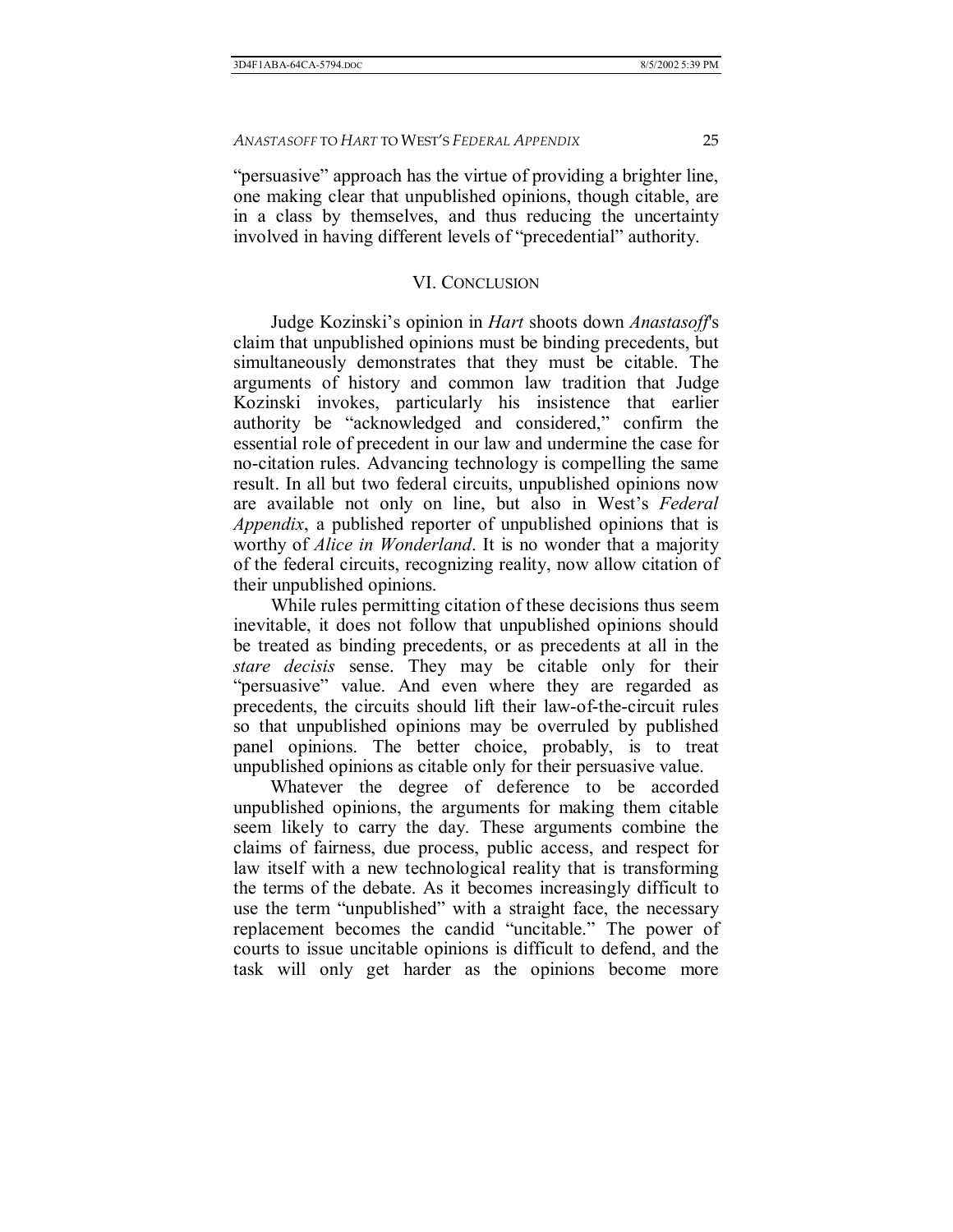"persuasive" approach has the virtue of providing a brighter line, one making clear that unpublished opinions, though citable, are in a class by themselves, and thus reducing the uncertainty involved in having different levels of "precedential" authority.

## VI. CONCLUSION

Judge Kozinski's opinion in *Hart* shoots down *Anastasoff*'s claim that unpublished opinions must be binding precedents, but simultaneously demonstrates that they must be citable. The arguments of history and common law tradition that Judge Kozinski invokes, particularly his insistence that earlier authority be "acknowledged and considered," confirm the essential role of precedent in our law and undermine the case for no-citation rules. Advancing technology is compelling the same result. In all but two federal circuits, unpublished opinions now are available not only on line, but also in West's *Federal Appendix*, a published reporter of unpublished opinions that is worthy of *Alice in Wonderland*. It is no wonder that a majority of the federal circuits, recognizing reality, now allow citation of their unpublished opinions.

While rules permitting citation of these decisions thus seem inevitable, it does not follow that unpublished opinions should be treated as binding precedents, or as precedents at all in the *stare decisis* sense. They may be citable only for their "persuasive" value. And even where they are regarded as precedents, the circuits should lift their law-of-the-circuit rules so that unpublished opinions may be overruled by published panel opinions. The better choice, probably, is to treat unpublished opinions as citable only for their persuasive value.

Whatever the degree of deference to be accorded unpublished opinions, the arguments for making them citable seem likely to carry the day. These arguments combine the claims of fairness, due process, public access, and respect for law itself with a new technological reality that is transforming the terms of the debate. As it becomes increasingly difficult to use the term "unpublished" with a straight face, the necessary replacement becomes the candid "uncitable." The power of courts to issue uncitable opinions is difficult to defend, and the task will only get harder as the opinions become more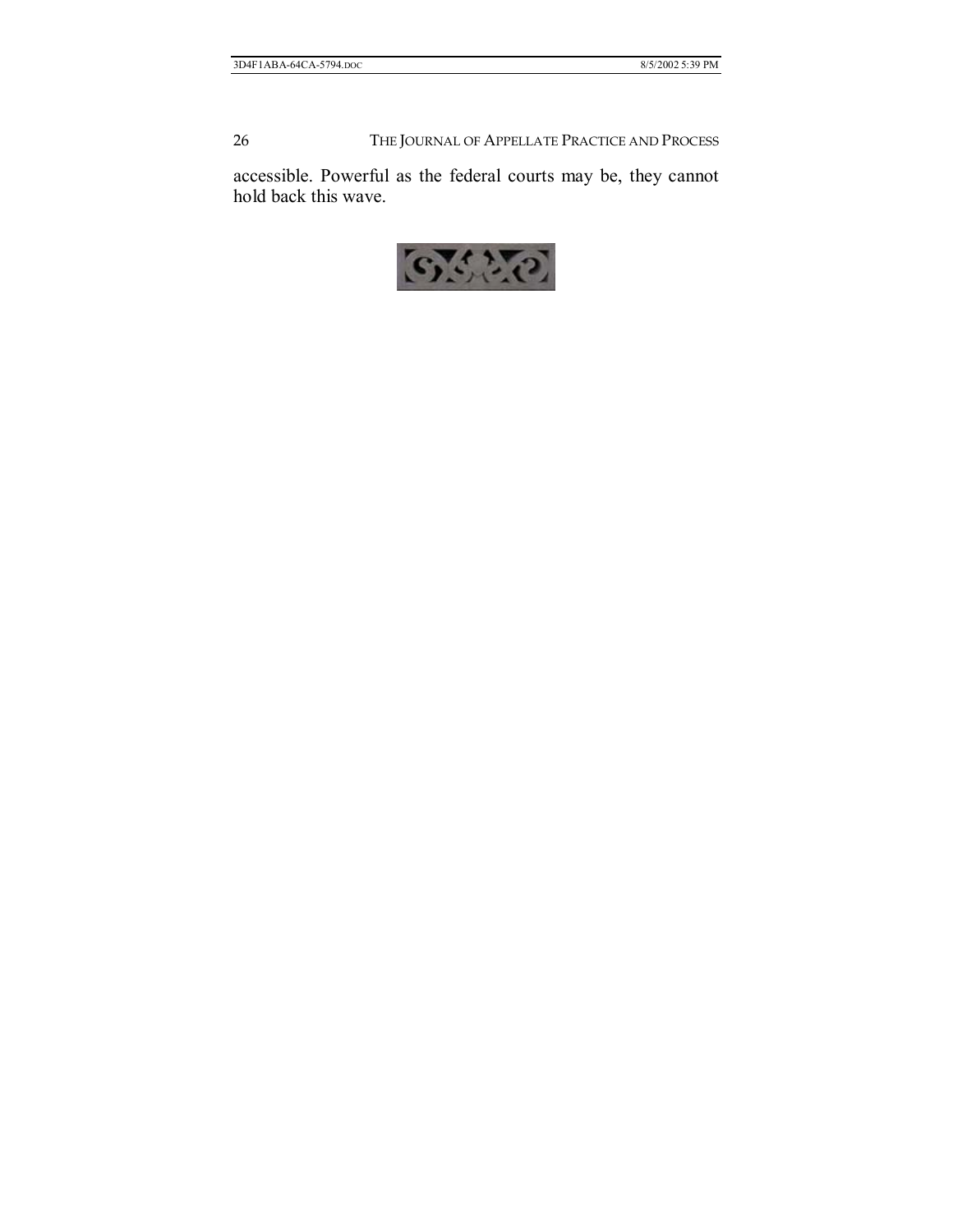accessible. Powerful as the federal courts may be, they cannot hold back this wave.